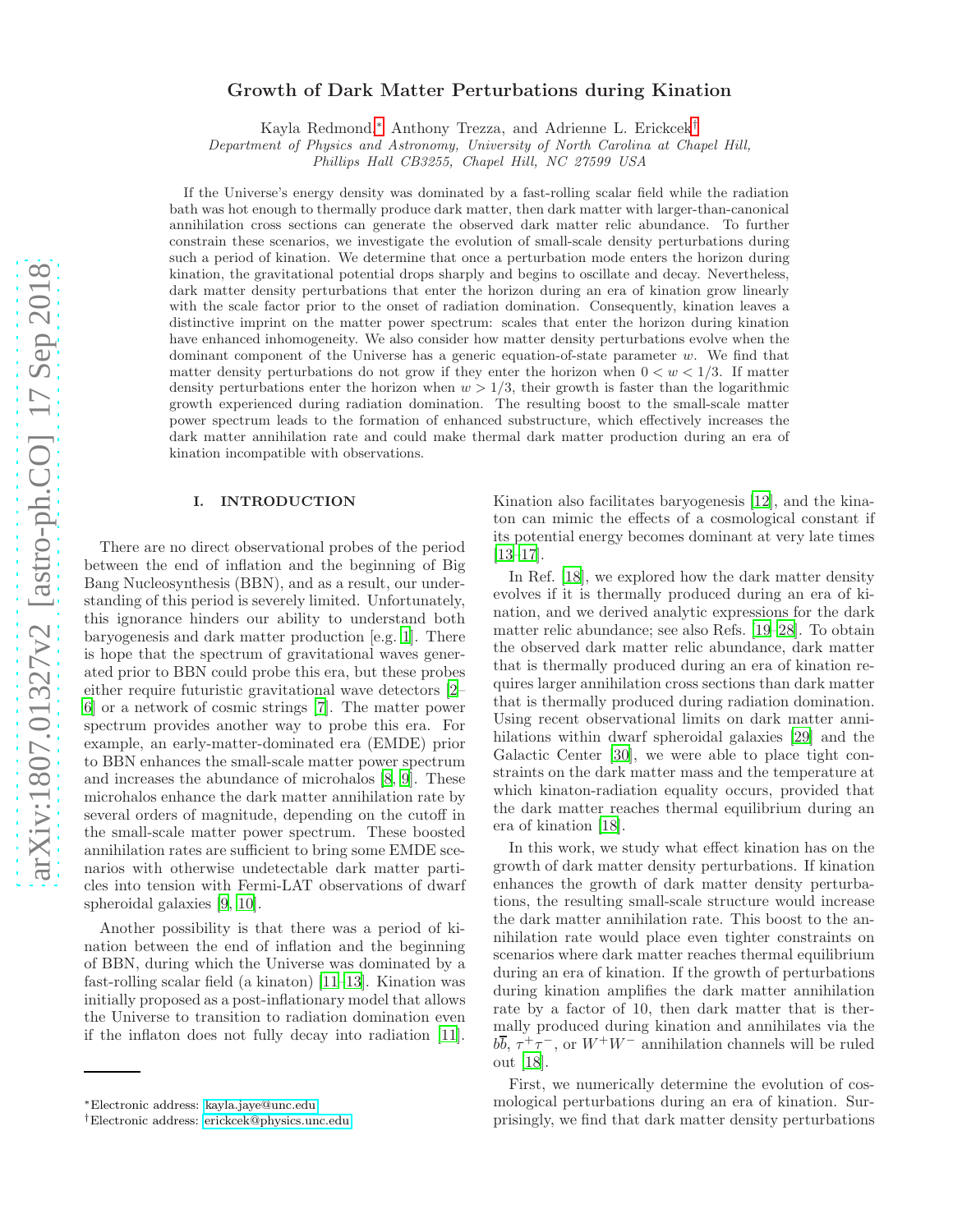# Growth of Dark Matter Perturbations during Kination

Kayla Redmond,[*] Anthony Trezza, and Adrienne L. Erickcek[†]

*Department of Physics and Astronomy, University of North Carolina at Chapel Hill, Phillips Hall CB3255, Chapel Hill, NC 27599 USA*

If the Universe's energy density was dominated by a fast-rolling scalar field while the radiation bath was hot enough to thermally produce dark matter, then dark matter with larger-than-canonical annihilation cross sections can generate the observed dark matter relic abundance. To further constrain these scenarios, we investigate the evolution of small-scale density perturbations during such a period of kination. We determine that once a perturbation mode enters the horizon during kination, the gravitational potential drops sharply and begins to oscillate and decay. Nevertheless, dark matter density perturbations that enter the horizon during an era of kination grow linearly with the scale factor prior to the onset of radiation domination. Consequently, kination leaves a distinctive imprint on the matter power spectrum: scales that enter the horizon during kination have enhanced inhomogeneity. We also consider how matter density perturbations evolve when the dominant component of the Universe has a generic equation-of-state parameter $w$. We find that matter density perturbations do not grow if they enter the horizon when $0 < w < 1/3$. If matter density perturbations enter the horizon when $w > 1/3$, their growth is faster than the logarithmic growth experienced during radiation domination. The resulting boost to the small-scale matter power spectrum leads to the formation of enhanced substructure, which effectively increases the dark matter annihilation rate and could make thermal dark matter production during an era of kination incompatible with observations.

## I. INTRODUCTION

There are no direct observational probes of the period between the end of inflation and the beginning of Big Bang Nucleosynthesis (BBN), and as a result, our understanding of this period is severely limited. Unfortunately, this ignorance hinders our ability to understand both baryogenesis and dark matter production [e.g. 1]. There is hope that the spectrum of gravitational waves generated prior to BBN could probe this era, but these probes either require futuristic gravitational wave detectors [2–6] or a network of cosmic strings [7]. The matter power spectrum provides another way to probe this era. For example, an early-matter-dominated era (EMDE) prior to BBN enhances the small-scale matter power spectrum and increases the abundance of microhalos [8, 9]. These microhalos enhance the dark matter annihilation rate by several orders of magnitude, depending on the cutoff in the small-scale matter power spectrum. These boosted annihilation rates are sufficient to bring some EMDE scenarios with otherwise undetectable dark matter particles into tension with Fermi-LAT observations of dwarf spheroidal galaxies [9, 10].

Another possibility is that there was a period of kination between the end of inflation and the beginning of BBN, during which the Universe was dominated by a fast-rolling scalar field (a kinaton) [11–13]. Kination was initially proposed as a post-inflationary model that allows the Universe to transition to radiation domination even if the inflaton does not fully decay into radiation [11]. Kination also facilitates baryogenesis [12], and the kinaton can mimic the effects of a cosmological constant if its potential energy becomes dominant at very late times [13–17].

In Ref. [18], we explored how the dark matter density evolves if it is thermally produced during an era of kination, and we derived analytic expressions for the dark matter relic abundance; see also Refs. [19–28]. To obtain the observed dark matter relic abundance, dark matter that is thermally produced during an era of kination requires larger annihilation cross sections than dark matter that is thermally produced during radiation domination. Using recent observational limits on dark matter annihilations within dwarf spheroidal galaxies [29] and the Galactic Center [30], we were able to place tight constraints on the dark matter mass and the temperature at which kinaton-radiation equality occurs, provided that the dark matter reaches thermal equilibrium during an era of kination [18].

In this work, we study what effect kination has on the growth of dark matter density perturbations. If kination enhances the growth of dark matter density perturbations, the resulting small-scale structure would increase the dark matter annihilation rate. This boost to the annihilation rate would place even tighter constraints on scenarios where dark matter reaches thermal equilibrium during an era of kination. If the growth of perturbations during kination amplifies the dark matter annihilation rate by a factor of 10, then dark matter that is thermally produced during kination and annihilates via the $b\bar{b}$, $\tau^+\tau^-$, or $W^+W^-$ annihilation channels will be ruled out [18].

First, we numerically determine the evolution of cosmological perturbations during an era of kination. Surprisingly, we find that dark matter density perturbations

[*] Electronic address: kayla.jaye@unc.edu
[†] Electronic address: erickcek@physics.unc.edu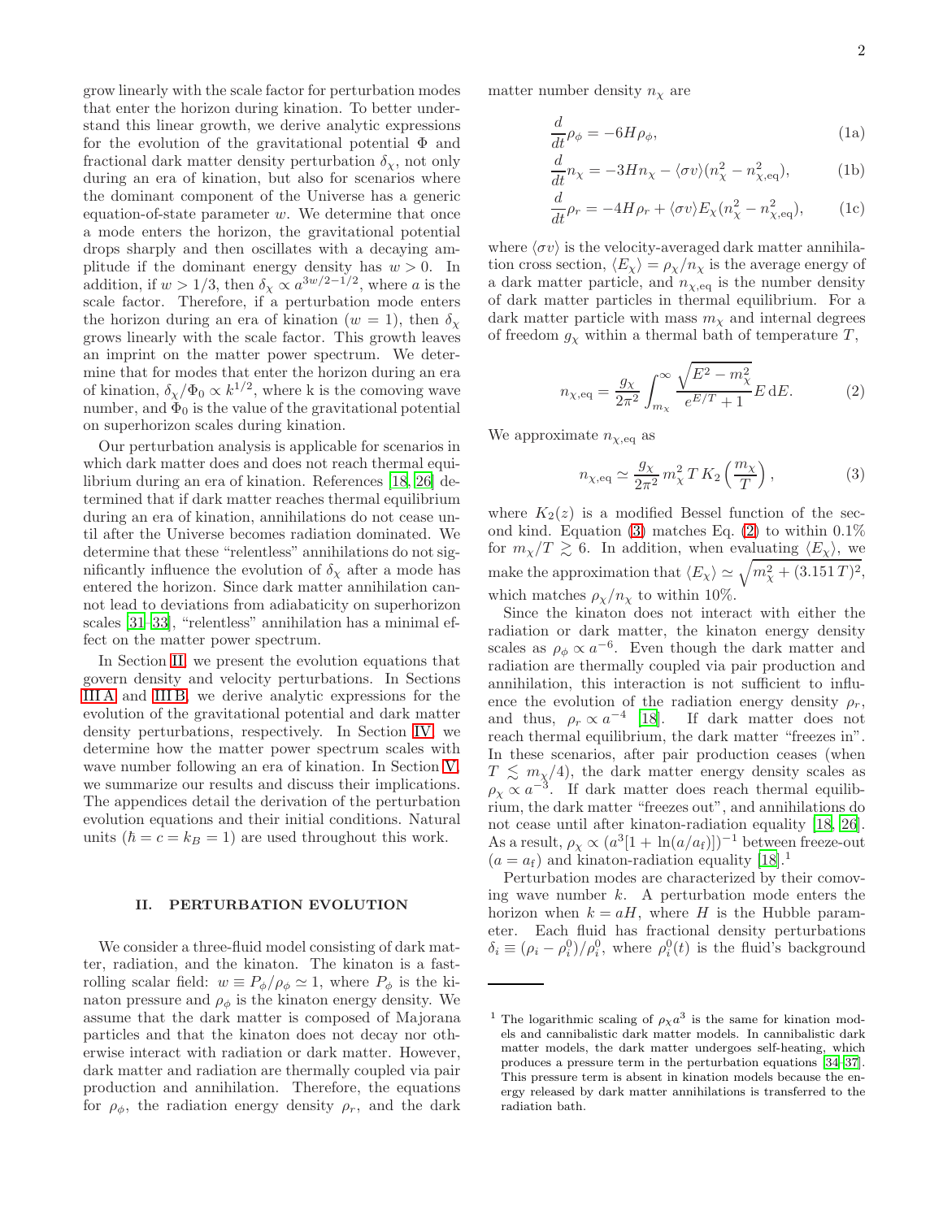grow linearly with the scale factor for perturbation modes that enter the horizon during kination. To better understand this linear growth, we derive analytic expressions for the evolution of the gravitational potential $\Phi$ and fractional dark matter density perturbation $\delta_\chi$, not only during an era of kination, but also for scenarios where the dominant component of the Universe has a generic equation-of-state parameter $w$. We determine that once a mode enters the horizon, the gravitational potential drops sharply and then oscillates with a decaying amplitude if the dominant energy density has $w > 0$. In addition, if $w > 1/3$, then $\delta_\chi \propto a^{3w/2-1/2}$, where $a$ is the scale factor. Therefore, if a perturbation mode enters the horizon during an era of kination ($w = 1$), then $\delta_\chi$ grows linearly with the scale factor. This growth leaves an imprint on the matter power spectrum. We determine that for modes that enter the horizon during an era of kination, $\delta_\chi/\Phi_0 \propto k^{1/2}$, where k is the comoving wave number, and $\Phi_0$ is the value of the gravitational potential on superhorizon scales during kination.

Our perturbation analysis is applicable for scenarios in which dark matter does and does not reach thermal equilibrium during an era of kination. References [18, 26] determined that if dark matter reaches thermal equilibrium during an era of kination, annihilations do not cease until after the Universe becomes radiation dominated. We determine that these "relentless" annihilations do not significantly influence the evolution of $\delta_\chi$ after a mode has entered the horizon. Since dark matter annihilation cannot lead to deviations from adiabaticity on superhorizon scales [31–33], "relentless" annihilation has a minimal effect on the matter power spectrum.

In Section II, we present the evolution equations that govern density and velocity perturbations. In Sections III A and III B, we derive analytic expressions for the evolution of the gravitational potential and dark matter density perturbations, respectively. In Section IV, we determine how the matter power spectrum scales with wave number following an era of kination. In Section V, we summarize our results and discuss their implications. The appendices detail the derivation of the perturbation evolution equations and their initial conditions. Natural units ($\hbar = c = k_B = 1$) are used throughout this work.

## II. PERTURBATION EVOLUTION

We consider a three-fluid model consisting of dark matter, radiation, and the kinaton. The kinaton is a fast-rolling scalar field: $w \equiv P_\phi/\rho_\phi \simeq 1$, where $P_\phi$ is the kinaton pressure and $\rho_\phi$ is the kinaton energy density. We assume that the dark matter is composed of Majorana particles and that the kinaton does not decay nor otherwise interact with radiation or dark matter. However, dark matter and radiation are thermally coupled via pair production and annihilation. Therefore, the equations for $\rho_\phi$, the radiation energy density $\rho_r$, and the dark matter number density $n_\chi$ are

$$\frac{d}{dt}\rho_\phi = -6H\rho_\phi, \tag{1a}$$

$$\frac{d}{dt}n_\chi = -3Hn_\chi - \langle\sigma v\rangle(n_\chi^2 - n_{\chi,\mathrm{eq}}^2), \tag{1b}$$

$$\frac{d}{dt}\rho_r = -4H\rho_r + \langle\sigma v\rangle E_\chi(n_\chi^2 - n_{\chi,\mathrm{eq}}^2), \tag{1c}$$

where $\langle\sigma v\rangle$ is the velocity-averaged dark matter annihilation cross section, $\langle E_\chi\rangle = \rho_\chi/n_\chi$ is the average energy of a dark matter particle, and $n_{\chi,\mathrm{eq}}$ is the number density of dark matter particles in thermal equilibrium. For a dark matter particle with mass $m_\chi$ and internal degrees of freedom $g_\chi$ within a thermal bath of temperature $T$,

$$n_{\chi,\mathrm{eq}} = \frac{g_\chi}{2\pi^2}\int_{m_\chi}^{\infty}\frac{\sqrt{E^2 - m_\chi^2}}{e^{E/T}+1}E\,\mathrm{d}E. \tag{2}$$

We approximate $n_{\chi,\mathrm{eq}}$ as

$$n_{\chi,\mathrm{eq}} \simeq \frac{g_\chi}{2\pi^2}\,m_\chi^2\,T\,K_2\left(\frac{m_\chi}{T}\right), \tag{3}$$

where $K_2(z)$ is a modified Bessel function of the second kind. Equation (3) matches Eq. (2) to within 0.1% for $m_\chi/T \gtrsim 6$. In addition, when evaluating $\langle E_\chi\rangle$, we make the approximation that $\langle E_\chi\rangle \simeq \sqrt{m_\chi^2 + (3.151\,T)^2}$, which matches $\rho_\chi/n_\chi$ to within 10%.

Since the kinaton does not interact with either the radiation or dark matter, the kinaton energy density scales as $\rho_\phi \propto a^{-6}$. Even though the dark matter and radiation are thermally coupled via pair production and annihilation, this interaction is not sufficient to influence the evolution of the radiation energy density $\rho_r$, and thus, $\rho_r \propto a^{-4}$ [18]. If dark matter does not reach thermal equilibrium, the dark matter "freezes in". In these scenarios, after pair production ceases (when $T \lesssim m_\chi/4$), the dark matter energy density scales as $\rho_\chi \propto a^{-3}$. If dark matter does reach thermal equilibrium, the dark matter "freezes out", and annihilations do not cease until after kination-radiation equality [18, 26]. As a result, $\rho_\chi \propto (a^3[1 + \ln(a/a_\mathrm{f})])^{-1}$ between freeze-out ($a = a_\mathrm{f}$) and kination-radiation equality [18].[1]

Perturbation modes are characterized by their comoving wave number $k$. A perturbation mode enters the horizon when $k = aH$, where $H$ is the Hubble parameter. Each fluid has fractional density perturbations $\delta_i \equiv (\rho_i - \rho_i^0)/\rho_i^0$, where $\rho_i^0(t)$ is the fluid's background

[1] The logarithmic scaling of $\rho_\chi a^3$ is the same for kination models and cannibalistic dark matter models. In cannibalistic dark matter models, the dark matter undergoes self-heating, which produces a pressure term in the perturbation equations [34–37]. This pressure term is absent in kination models because the energy released by dark matter annihilations is transferred to the radiation bath.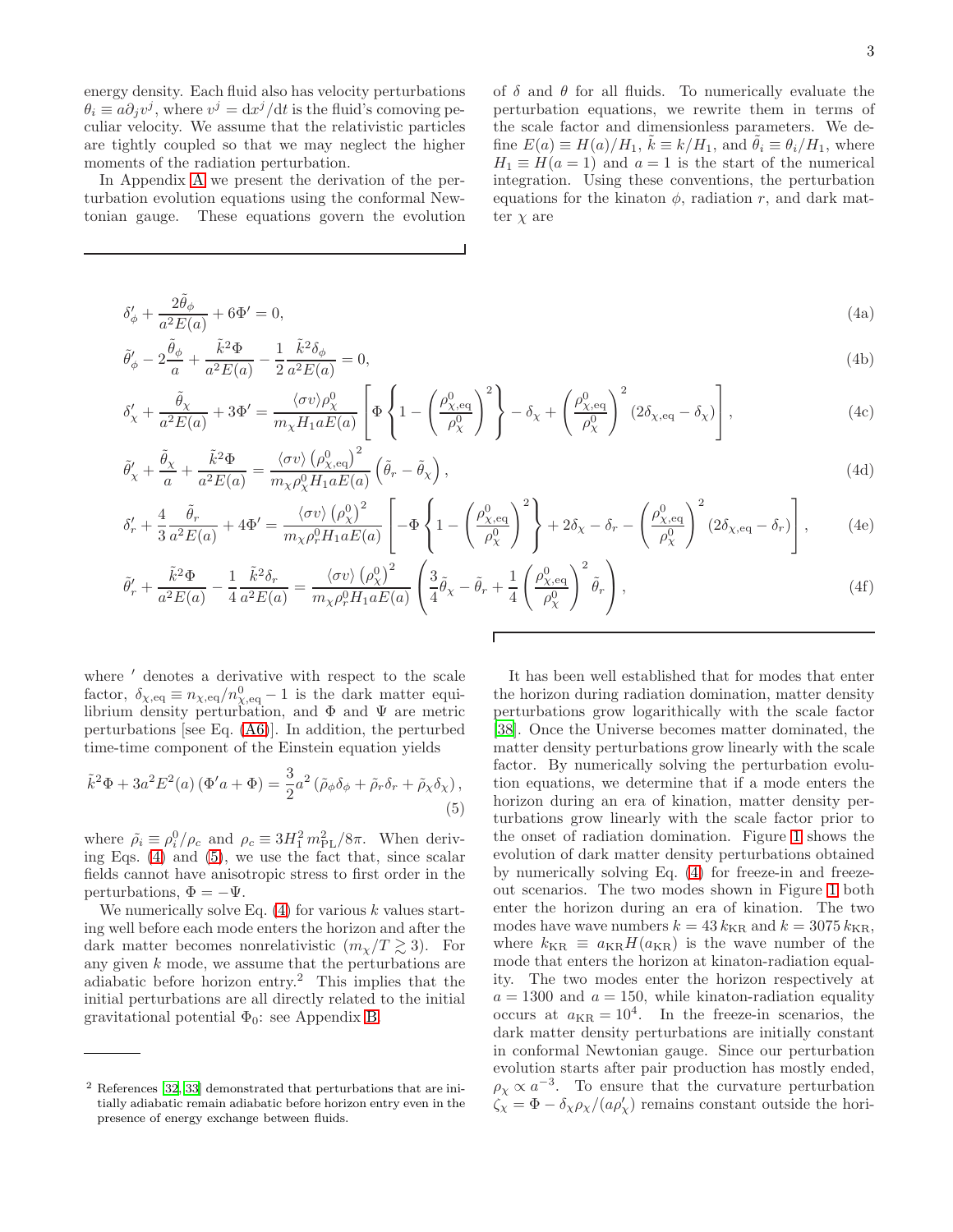energy density. Each fluid also has velocity perturbations $\theta_i \equiv a\partial_j v^j$, where $v^j = \mathrm{d}x^j/\mathrm{d}t$ is the fluid's comoving peculiar velocity. We assume that the relativistic particles are tightly coupled so that we may neglect the higher moments of the radiation perturbation.

In Appendix A we present the derivation of the perturbation evolution equations using the conformal Newtonian gauge. These equations govern the evolution of $\delta$ and $\theta$ for all fluids. To numerically evaluate the perturbation equations, we rewrite them in terms of the scale factor and dimensionless parameters. We define $E(a) \equiv H(a)/H_1$, $\tilde{k} \equiv k/H_1$, and $\tilde{\theta}_i \equiv \theta_i/H_1$, where $H_1 \equiv H(a=1)$ and $a=1$ is the start of the numerical integration. Using these conventions, the perturbation equations for the kinaton $\phi$, radiation $r$, and dark matter $\chi$ are

$$\delta_\phi' + \frac{2\tilde{\theta}_\phi}{a^2 E(a)} + 6\Phi' = 0, \tag{4a}$$

$$\tilde{\theta}_\phi' - 2\frac{\tilde{\theta}_\phi}{a} + \frac{\tilde{k}^2 \Phi}{a^2 E(a)} - \frac{1}{2}\frac{\tilde{k}^2 \delta_\phi}{a^2 E(a)} = 0, \tag{4b}$$

$$\delta_\chi' + \frac{\tilde{\theta}_\chi}{a^2 E(a)} + 3\Phi' = \frac{\langle\sigma v\rangle \rho_\chi^0}{m_\chi H_1 a E(a)}\left[\Phi\left\{1 - \left(\frac{\rho_{\chi,\mathrm{eq}}^0}{\rho_\chi^0}\right)^2\right\} - \delta_\chi + \left(\frac{\rho_{\chi,\mathrm{eq}}^0}{\rho_\chi^0}\right)^2 \left(2\delta_{\chi,\mathrm{eq}} - \delta_\chi\right)\right], \tag{4c}$$

$$\tilde{\theta}_\chi' + \frac{\tilde{\theta}_\chi}{a} + \frac{\tilde{k}^2 \Phi}{a^2 E(a)} = \frac{\langle\sigma v\rangle \left(\rho_{\chi,\mathrm{eq}}^0\right)^2}{m_\chi \rho_\chi^0 H_1 a E(a)}\left(\tilde{\theta}_r - \tilde{\theta}_\chi\right), \tag{4d}$$

$$\delta_r' + \frac{4}{3}\frac{\tilde{\theta}_r}{a^2 E(a)} + 4\Phi' = \frac{\langle\sigma v\rangle \left(\rho_\chi^0\right)^2}{m_\chi \rho_r^0 H_1 a E(a)}\left[-\Phi\left\{1 - \left(\frac{\rho_{\chi,\mathrm{eq}}^0}{\rho_\chi^0}\right)^2\right\} + 2\delta_\chi - \delta_r - \left(\frac{\rho_{\chi,\mathrm{eq}}^0}{\rho_\chi^0}\right)^2 \left(2\delta_{\chi,\mathrm{eq}} - \delta_r\right)\right], \tag{4e}$$

$$\tilde{\theta}_r' + \frac{\tilde{k}^2 \Phi}{a^2 E(a)} - \frac{1}{4}\frac{\tilde{k}^2 \delta_r}{a^2 E(a)} = \frac{\langle\sigma v\rangle \left(\rho_\chi^0\right)^2}{m_\chi \rho_r^0 H_1 a E(a)}\left(\frac{3}{4}\tilde{\theta}_\chi - \tilde{\theta}_r + \frac{1}{4}\left(\frac{\rho_{\chi,\mathrm{eq}}^0}{\rho_\chi^0}\right)^2 \tilde{\theta}_r\right), \tag{4f}$$

where $'$ denotes a derivative with respect to the scale factor, $\delta_{\chi,\mathrm{eq}} \equiv n_{\chi,\mathrm{eq}}/n_{\chi,\mathrm{eq}}^0 - 1$ is the dark matter equilibrium density perturbation, and $\Phi$ and $\Psi$ are metric perturbations [see Eq. (A6)]. In addition, the perturbed time-time component of the Einstein equation yields

$$\tilde{k}^2\Phi + 3a^2E^2(a)\left(\Phi' a + \Phi\right) = \frac{3}{2}a^2\left(\tilde{\rho}_\phi\delta_\phi + \tilde{\rho}_r\delta_r + \tilde{\rho}_\chi\delta_\chi\right), \tag{5}$$

where $\tilde{\rho}_i \equiv \rho_i^0/\rho_c$ and $\rho_c \equiv 3H_1^2 m_{\mathrm{PL}}^2/8\pi$. When deriving Eqs. (4) and (5), we use the fact that, since scalar fields cannot have anisotropic stress to first order in the perturbations, $\Phi = -\Psi$.

We numerically solve Eq. (4) for various $k$ values starting well before each mode enters the horizon and after the dark matter becomes nonrelativistic ($m_\chi/T \gtrsim 3$). For any given $k$ mode, we assume that the perturbations are adiabatic before horizon entry.[2] This implies that the initial perturbations are all directly related to the initial gravitational potential $\Phi_0$: see Appendix B.

It has been well established that for modes that enter the horizon during radiation domination, matter density perturbations grow logarithmically with the scale factor [38]. Once the Universe becomes matter dominated, the matter density perturbations grow linearly with the scale factor. By numerically solving the perturbation evolution equations, we determine that if a mode enters the horizon during an era of kination, matter density perturbations grow linearly with the scale factor prior to the onset of radiation domination. Figure 1 shows the evolution of dark matter density perturbations obtained by numerically solving Eq. (4) for freeze-in and freeze-out scenarios. The two modes shown in Figure 1 both enter the horizon during an era of kination. The two modes have wave numbers $k = 43\,k_{\mathrm{KR}}$ and $k = 3075\,k_{\mathrm{KR}}$, where $k_{\mathrm{KR}} \equiv a_{\mathrm{KR}}H(a_{\mathrm{KR}})$ is the wave number of the mode that enters the horizon at kinaton-radiation equality. The two modes enter the horizon respectively at $a = 1300$ and $a = 150$, while kinaton-radiation equality occurs at $a_{\mathrm{KR}} = 10^4$. In the freeze-in scenarios, the dark matter density perturbations are initially constant in conformal Newtonian gauge. Since our perturbation evolution starts after pair production has mostly ended, $\rho_\chi \propto a^{-3}$. To ensure that the curvature perturbation $\zeta_\chi = \Phi - \delta_\chi\rho_\chi/(a\rho_\chi')$ remains constant outside the hori-

[2] References [32, 33] demonstrated that perturbations that are initially adiabatic remain adiabatic before horizon entry even in the presence of energy exchange between fluids.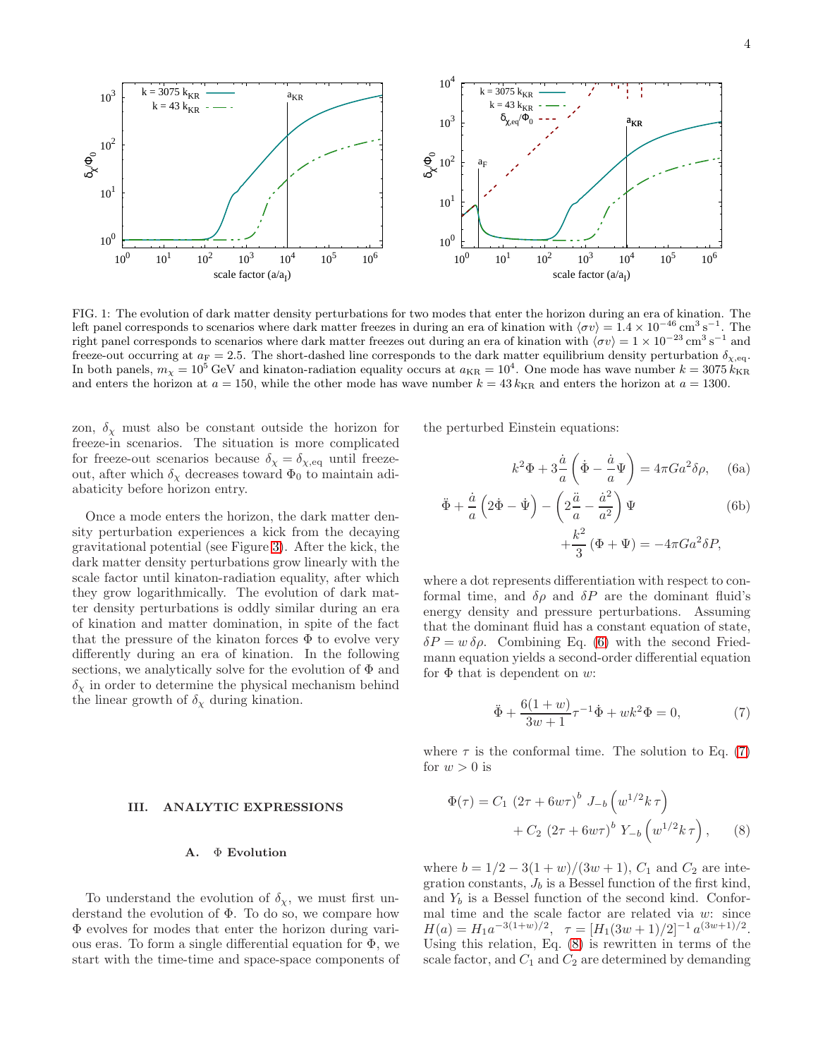FIG. 1: The evolution of dark matter density perturbations for two modes that enter the horizon during an era of kination. The left panel corresponds to scenarios where dark matter freezes in during an era of kination with $\langle\sigma v\rangle = 1.4\times10^{-46}\,\mathrm{cm^3\,s^{-1}}$. The right panel corresponds to scenarios where dark matter freezes out during an era of kination with $\langle\sigma v\rangle = 1\times10^{-23}\,\mathrm{cm^3\,s^{-1}}$ and freeze-out occurring at $a_{\rm F} = 2.5$. The short-dashed line corresponds to the dark matter equilibrium density perturbation $\delta_{\chi,\rm eq}$. In both panels, $m_\chi = 10^5$ GeV and kinaton-radiation equality occurs at $a_{\rm KR} = 10^4$. One mode has wave number $k = 3075\,k_{\rm KR}$ and enters the horizon at $a = 150$, while the other mode has wave number $k = 43\,k_{\rm KR}$ and enters the horizon at $a = 1300$.

zon, $\delta_\chi$ must also be constant outside the horizon for freeze-in scenarios. The situation is more complicated for freeze-out scenarios because $\delta_\chi = \delta_{\chi,\rm eq}$ until freeze-out, after which $\delta_\chi$ decreases toward $\Phi_0$ to maintain adiabaticity before horizon entry.

Once a mode enters the horizon, the dark matter density perturbation experiences a kick from the decaying gravitational potential (see Figure 3). After the kick, the dark matter density perturbations grow linearly with the scale factor until kinaton-radiation equality, after which they grow logarithmically. The evolution of dark matter density perturbations is oddly similar during an era of kination and matter domination, in spite of the fact that the pressure of the kinaton forces $\Phi$ to evolve very differently during an era of kination. In the following sections, we analytically solve for the evolution of $\Phi$ and $\delta_\chi$ in order to determine the physical mechanism behind the linear growth of $\delta_\chi$ during kination.

## III. ANALYTIC EXPRESSIONS

### A. $\Phi$ Evolution

To understand the evolution of $\delta_\chi$, we must first understand the evolution of $\Phi$. To do so, we compare how $\Phi$ evolves for modes that enter the horizon during various eras. To form a single differential equation for $\Phi$, we start with the time-time and space-space components of the perturbed Einstein equations:

$$k^2\Phi + 3\frac{\dot a}{a}\left(\dot\Phi - \frac{\dot a}{a}\Psi\right) = 4\pi G a^2\delta\rho, \tag{6a}$$

$$\ddot\Phi + \frac{\dot a}{a}\left(2\dot\Phi - \dot\Psi\right) - \left(2\frac{\ddot a}{a} - \frac{\dot a^2}{a^2}\right)\Psi + \frac{k^2}{3}\left(\Phi + \Psi\right) = -4\pi G a^2 \delta P, \tag{6b}$$

where a dot represents differentiation with respect to conformal time, and $\delta\rho$ and $\delta P$ are the dominant fluid's energy density and pressure perturbations. Assuming that the dominant fluid has a constant equation of state, $\delta P = w\,\delta\rho$. Combining Eq. (6) with the second Friedmann equation yields a second-order differential equation for $\Phi$ that is dependent on $w$:

$$\ddot\Phi + \frac{6(1+w)}{3w+1}\tau^{-1}\dot\Phi + wk^2\Phi = 0, \tag{7}$$

where $\tau$ is the conformal time. The solution to Eq. (7) for $w > 0$ is

$$\Phi(\tau) = C_1\,\left(2\tau + 6w\tau\right)^b\,J_{-b}\left(w^{1/2}k\,\tau\right) + C_2\,\left(2\tau + 6w\tau\right)^b\,Y_{-b}\left(w^{1/2}k\,\tau\right), \tag{8}$$

where $b = 1/2 - 3(1+w)/(3w+1)$, $C_1$ and $C_2$ are integration constants, $J_b$ is a Bessel function of the first kind, and $Y_b$ is a Bessel function of the second kind. Conformal time and the scale factor are related via $w$: since $H(a) = H_1 a^{-3(1+w)/2}$, $\tau = [H_1(3w+1)/2]^{-1}\,a^{(3w+1)/2}$. Using this relation, Eq. (8) is rewritten in terms of the scale factor, and $C_1$ and $C_2$ are determined by demanding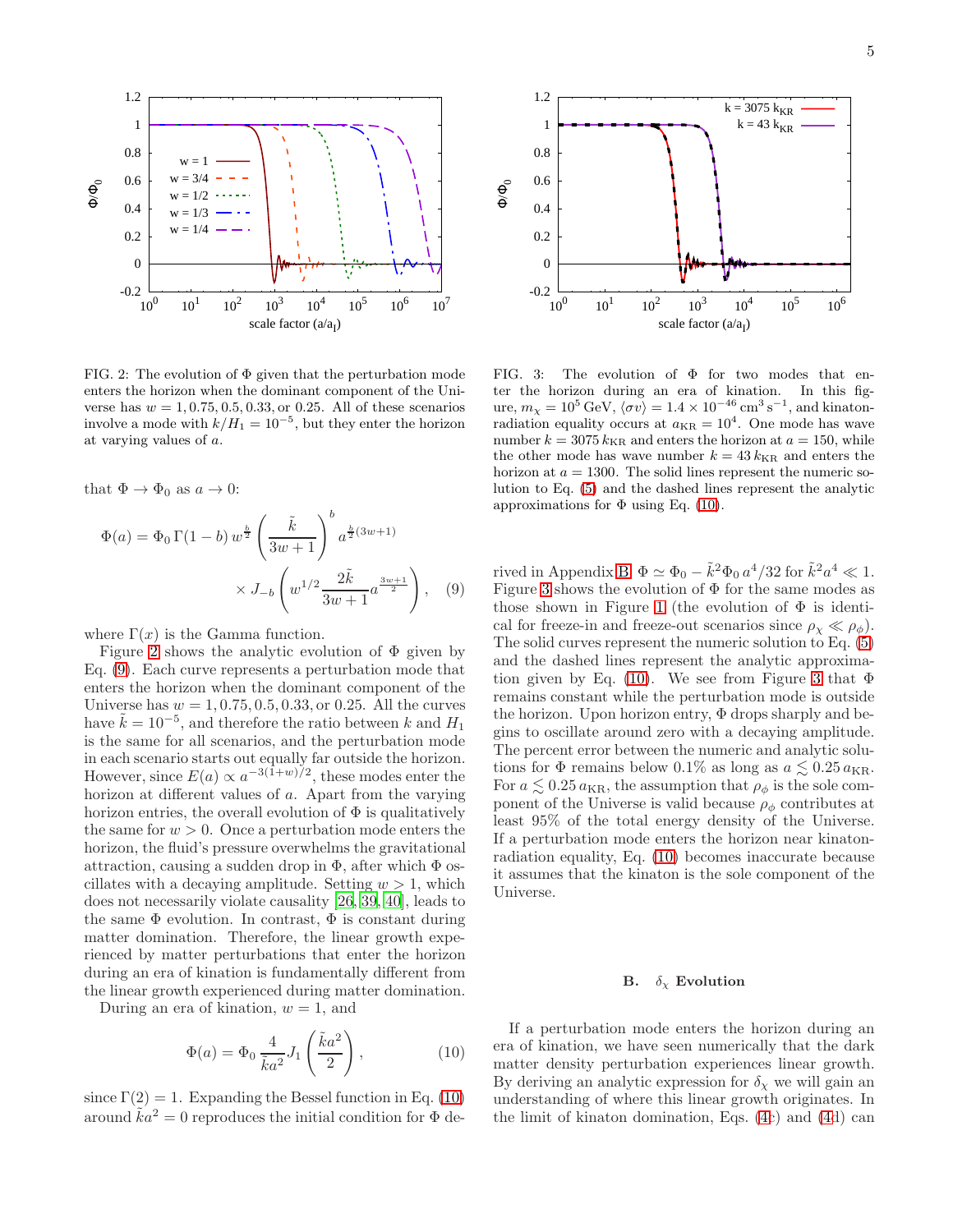FIG. 2: The evolution of $\Phi$ given that the perturbation mode enters the horizon when the dominant component of the Universe has $w = 1, 0.75, 0.5, 0.33$, or $0.25$. All of these scenarios involve a mode with $k/H_1 = 10^{-5}$, but they enter the horizon at varying values of $a$.

FIG. 3: The evolution of $\Phi$ for two modes that enter the horizon during an era of kination. In this figure, $m_\chi = 10^5$ GeV, $\langle \sigma v \rangle = 1.4 \times 10^{-46}\,\mathrm{cm}^3\,\mathrm{s}^{-1}$, and kination-radiation equality occurs at $a_{\mathrm{KR}} = 10^4$. One mode has wave number $k = 3075\,k_{\mathrm{KR}}$ and enters the horizon at $a = 150$, while the other mode has wave number $k = 43\,k_{\mathrm{KR}}$ and enters the horizon at $a = 1300$. The solid lines represent the numeric solution to Eq. (5) and the dashed lines represent the analytic approximations for $\Phi$ using Eq. (10).

that $\Phi \to \Phi_0$ as $a \to 0$:

$$\Phi(a) = \Phi_0\,\Gamma(1-b)\,w^{\frac{b}{2}}\left(\frac{\tilde{k}}{3w+1}\right)^b a^{\frac{b}{2}(3w+1)} \times J_{-b}\left(w^{1/2}\frac{2\tilde{k}}{3w+1}a^{\frac{3w+1}{2}}\right), \quad (9)$$

where $\Gamma(x)$ is the Gamma function.

Figure 2 shows the analytic evolution of $\Phi$ given by Eq. (9). Each curve represents a perturbation mode that enters the horizon when the dominant component of the Universe has $w = 1, 0.75, 0.5, 0.33$, or $0.25$. All the curves have $\tilde{k} = 10^{-5}$, and therefore the ratio between $k$ and $H_1$ is the same for all scenarios, and the perturbation mode in each scenario starts out equally far outside the horizon. However, since $E(a) \propto a^{-3(1+w)/2}$, these modes enter the horizon at different values of $a$. Apart from the varying horizon entries, the overall evolution of $\Phi$ is qualitatively the same for $w > 0$. Once a perturbation mode enters the horizon, the fluid's pressure overwhelms the gravitational attraction, causing a sudden drop in $\Phi$, after which $\Phi$ oscillates with a decaying amplitude. Setting $w > 1$, which does not necessarily violate causality [26, 39, 40], leads to the same $\Phi$ evolution. In contrast, $\Phi$ is constant during matter domination. Therefore, the linear growth experienced by matter perturbations that enter the horizon during an era of kination is fundamentally different from the linear growth experienced during matter domination.

During an era of kination, $w = 1$, and

$$\Phi(a) = \Phi_0\,\frac{4}{\tilde{k}a^2}\,J_1\left(\frac{\tilde{k}a^2}{2}\right), \quad (10)$$

since $\Gamma(2) = 1$. Expanding the Bessel function in Eq. (10) around $\tilde{k}a^2 = 0$ reproduces the initial condition for $\Phi$ derived in Appendix B: $\Phi \simeq \Phi_0 - \tilde{k}^2\Phi_0\,a^4/32$ for $\tilde{k}^2a^4 \ll 1$. Figure 3 shows the evolution of $\Phi$ for the same modes as those shown in Figure 1 (the evolution of $\Phi$ is identical for freeze-in and freeze-out scenarios since $\rho_\chi \ll \rho_\phi$). The solid curves represent the numeric solution to Eq. (5) and the dashed lines represent the analytic approximation given by Eq. (10). We see from Figure 3 that $\Phi$ remains constant while the perturbation mode is outside the horizon. Upon horizon entry, $\Phi$ drops sharply and begins to oscillate around zero with a decaying amplitude. The percent error between the numeric and analytic solutions for $\Phi$ remains below 0.1% as long as $a \lesssim 0.25\,a_{\mathrm{KR}}$. For $a \lesssim 0.25\,a_{\mathrm{KR}}$, the assumption that $\rho_\phi$ is the sole component of the Universe is valid because $\rho_\phi$ contributes at least 95% of the total energy density of the Universe. If a perturbation mode enters the horizon near kination-radiation equality, Eq. (10) becomes inaccurate because it assumes that the kinaton is the sole component of the Universe.

### B. $\delta_\chi$ Evolution

If a perturbation mode enters the horizon during an era of kination, we have seen numerically that the dark matter density perturbation experiences linear growth. By deriving an analytic expression for $\delta_\chi$ we will gain an understanding of where this linear growth originates. In the limit of kinaton domination, Eqs. (4c) and (4d) can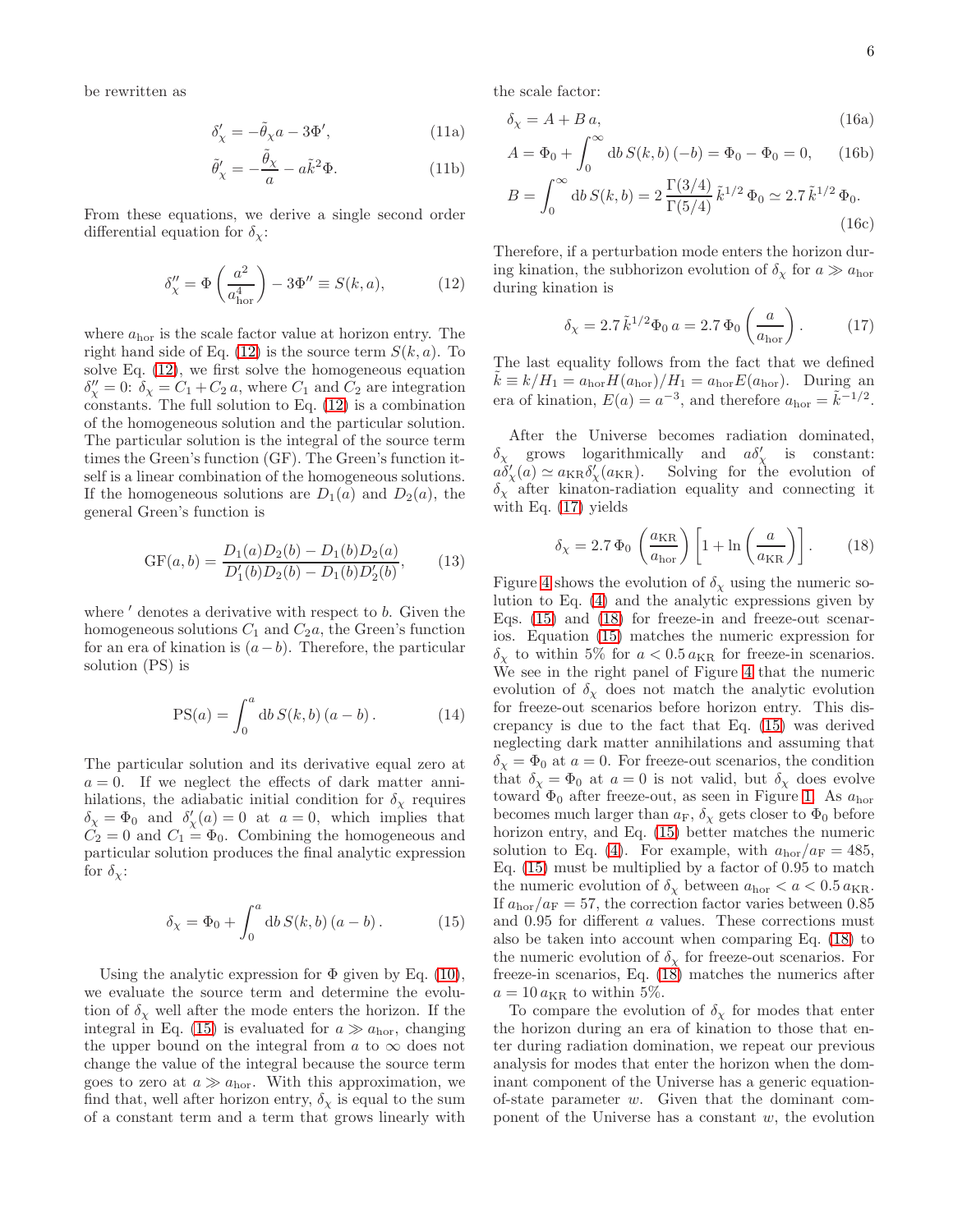be rewritten as

$$\delta_\chi' = -\tilde{\theta}_\chi a - 3\Phi', \tag{11a}$$

$$\tilde{\theta}_\chi' = -\frac{\tilde{\theta}_\chi}{a} - a\tilde{k}^2\Phi. \tag{11b}$$

From these equations, we derive a single second order differential equation for $\delta_\chi$:

$$\delta_\chi'' = \Phi\left(\frac{a^2}{a_{\rm hor}^4}\right) - 3\Phi'' \equiv S(k,a), \tag{12}$$

where $a_{\rm hor}$ is the scale factor value at horizon entry. The right hand side of Eq. (12) is the source term $S(k,a)$. To solve Eq. (12), we first solve the homogeneous equation $\delta_\chi''=0$: $\delta_\chi = C_1 + C_2\, a$, where $C_1$ and $C_2$ are integration constants. The full solution to Eq. (12) is a combination of the homogeneous solution and the particular solution. The particular solution is the integral of the source term times the Green's function (GF). The Green's function itself is a linear combination of the homogeneous solutions. If the homogeneous solutions are $D_1(a)$ and $D_2(a)$, the general Green's function is

$$\mathrm{GF}(a,b) = \frac{D_1(a)D_2(b) - D_1(b)D_2(a)}{D_1'(b)D_2(b) - D_1(b)D_2'(b)}, \tag{13}$$

where $'$ denotes a derivative with respect to $b$. Given the homogeneous solutions $C_1$ and $C_2 a$, the Green's function for an era of kination is $(a-b)$. Therefore, the particular solution (PS) is

$$\mathrm{PS}(a) = \int_0^a \mathrm{d}b\, S(k,b)\,(a-b)\,. \tag{14}$$

The particular solution and its derivative equal zero at $a=0$. If we neglect the effects of dark matter annihilations, the adiabatic initial condition for $\delta_\chi$ requires $\delta_\chi = \Phi_0$ and $\delta_\chi'(a) = 0$ at $a=0$, which implies that $C_2 = 0$ and $C_1 = \Phi_0$. Combining the homogeneous and particular solution produces the final analytic expression for $\delta_\chi$:

$$\delta_\chi = \Phi_0 + \int_0^a \mathrm{d}b\, S(k,b)\,(a-b)\,. \tag{15}$$

Using the analytic expression for $\Phi$ given by Eq. (10), we evaluate the source term and determine the evolution of $\delta_\chi$ well after the mode enters the horizon. If the integral in Eq. (15) is evaluated for $a \gg a_{\rm hor}$, changing the upper bound on the integral from $a$ to $\infty$ does not change the value of the integral because the source term goes to zero at $a \gg a_{\rm hor}$. With this approximation, we find that, well after horizon entry, $\delta_\chi$ is equal to the sum of a constant term and a term that grows linearly with the scale factor:

$$\delta_\chi = A + B\,a, \tag{16a}$$

$$A = \Phi_0 + \int_0^\infty \mathrm{d}b\, S(k,b)\,(-b) = \Phi_0 - \Phi_0 = 0, \tag{16b}$$

$$B = \int_0^\infty \mathrm{d}b\, S(k,b) = 2\,\frac{\Gamma(3/4)}{\Gamma(5/4)}\,\tilde{k}^{1/2}\,\Phi_0 \simeq 2.7\,\tilde{k}^{1/2}\,\Phi_0. \tag{16c}$$

Therefore, if a perturbation mode enters the horizon during kination, the subhorizon evolution of $\delta_\chi$ for $a \gg a_{\rm hor}$ during kination is

$$\delta_\chi = 2.7\,\tilde{k}^{1/2}\Phi_0\, a = 2.7\,\Phi_0\left(\frac{a}{a_{\rm hor}}\right). \tag{17}$$

The last equality follows from the fact that we defined $\tilde{k} \equiv k/H_1 = a_{\rm hor}H(a_{\rm hor})/H_1 = a_{\rm hor}E(a_{\rm hor})$. During an era of kination, $E(a) = a^{-3}$, and therefore $a_{\rm hor} = \tilde{k}^{-1/2}$.

After the Universe becomes radiation dominated, $\delta_\chi$ grows logarithmically and $a\delta_\chi'$ is constant: $a\delta_\chi'(a) \simeq a_{\rm KR}\delta_\chi'(a_{\rm KR})$. Solving for the evolution of $\delta_\chi$ after kinaton-radiation equality and connecting it with Eq. (17) yields

$$\delta_\chi = 2.7\,\Phi_0\left(\frac{a_{\rm KR}}{a_{\rm hor}}\right)\left[1 + \ln\left(\frac{a}{a_{\rm KR}}\right)\right]. \tag{18}$$

Figure 4 shows the evolution of $\delta_\chi$ using the numeric solution to Eq. (4) and the analytic expressions given by Eqs. (15) and (18) for freeze-in and freeze-out scenarios. Equation (15) matches the numeric expression for $\delta_\chi$ to within 5% for $a < 0.5\,a_{\rm KR}$ for freeze-in scenarios. We see in the right panel of Figure 4 that the numeric evolution of $\delta_\chi$ does not match the analytic evolution for freeze-out scenarios before horizon entry. This discrepancy is due to the fact that Eq. (15) was derived neglecting dark matter annihilations and assuming that $\delta_\chi = \Phi_0$ at $a=0$. For freeze-out scenarios, the condition that $\delta_\chi = \Phi_0$ at $a=0$ is not valid, but $\delta_\chi$ does evolve toward $\Phi_0$ after freeze-out, as seen in Figure 1. As $a_{\rm hor}$ becomes much larger than $a_{\rm F}$, $\delta_\chi$ gets closer to $\Phi_0$ before horizon entry, and Eq. (15) better matches the numeric solution to Eq. (4). For example, with $a_{\rm hor}/a_{\rm F} = 485$, Eq. (15) must be multiplied by a factor of 0.95 to match the numeric evolution of $\delta_\chi$ between $a_{\rm hor} < a < 0.5\,a_{\rm KR}$. If $a_{\rm hor}/a_{\rm F} = 57$, the correction factor varies between 0.85 and 0.95 for different $a$ values. These corrections must also be taken into account when comparing Eq. (18) to the numeric evolution of $\delta_\chi$ for freeze-out scenarios. For freeze-in scenarios, Eq. (18) matches the numerics after $a = 10\,a_{\rm KR}$ to within 5%.

To compare the evolution of $\delta_\chi$ for modes that enter the horizon during an era of kination to those that enter during radiation domination, we repeat our previous analysis for modes that enter the horizon when the dominant component of the Universe has a generic equation-of-state parameter $w$. Given that the dominant component of the Universe has a constant $w$, the evolution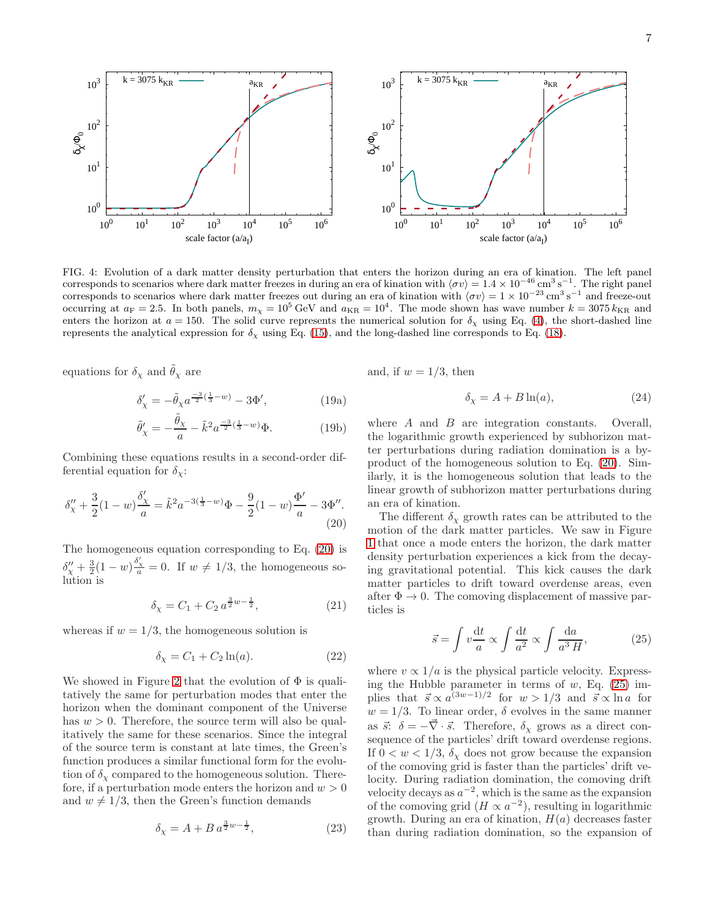FIG. 4: Evolution of a dark matter density perturbation that enters the horizon during an era of kination. The left panel corresponds to scenarios where dark matter freezes in during an era of kination with $\langle\sigma v\rangle = 1.4\times10^{-46}\,\mathrm{cm^3\,s^{-1}}$. The right panel corresponds to scenarios where dark matter freezes out during an era of kination with $\langle\sigma v\rangle = 1\times10^{-23}\,\mathrm{cm^3\,s^{-1}}$ and freeze-out occurring at $a_{\mathrm{F}} = 2.5$. In both panels, $m_\chi = 10^5$ GeV and $a_{\mathrm{KR}} = 10^4$. The mode shown has wave number $k = 3075\,k_{\mathrm{KR}}$ and enters the horizon at $a = 150$. The solid curve represents the numerical solution for $\delta_\chi$ using Eq. (4), the short-dashed line represents the analytical expression for $\delta_\chi$ using Eq. (15), and the long-dashed line corresponds to Eq. (18).

equations for $\delta_\chi$ and $\tilde{\theta}_\chi$ are

$$\delta_\chi' = -\tilde{\theta}_\chi a^{\frac{-3}{2}(\frac{1}{3}-w)} - 3\Phi', \tag{19a}$$

$$\tilde{\theta}_\chi' = -\frac{\tilde{\theta}_\chi}{a} - \tilde{k}^2 a^{\frac{-3}{2}(\frac{1}{3}-w)}\Phi. \tag{19b}$$

Combining these equations results in a second-order differential equation for $\delta_\chi$:

$$\delta_\chi'' + \frac{3}{2}(1-w)\frac{\delta_\chi'}{a} = \tilde{k}^2 a^{-3(\frac{1}{3}-w)}\Phi - \frac{9}{2}(1-w)\frac{\Phi'}{a} - 3\Phi''. \tag{20}$$

The homogeneous equation corresponding to Eq. (20) is $\delta_\chi'' + \frac{3}{2}(1-w)\frac{\delta_\chi'}{a} = 0$. If $w \neq 1/3$, the homogeneous solution is

$$\delta_\chi = C_1 + C_2\, a^{\frac{3}{2}w-\frac{1}{2}}, \tag{21}$$

whereas if $w = 1/3$, the homogeneous solution is

$$\delta_\chi = C_1 + C_2 \ln(a). \tag{22}$$

We showed in Figure 2 that the evolution of $\Phi$ is qualitatively the same for perturbation modes that enter the horizon when the dominant component of the Universe has $w > 0$. Therefore, the source term will also be qualitatively the same for these scenarios. Since the integral of the source term is constant at late times, the Green's function produces a similar functional form for the evolution of $\delta_\chi$ compared to the homogeneous solution. Therefore, if a perturbation mode enters the horizon and $w > 0$ and $w \neq 1/3$, then the Green's function demands

$$\delta_\chi = A + B\, a^{\frac{3}{2}w-\frac{1}{2}}, \tag{23}$$

and, if $w = 1/3$, then

$$\delta_\chi = A + B\ln(a), \tag{24}$$

where $A$ and $B$ are integration constants. Overall, the logarithmic growth experienced by subhorizon matter perturbations during radiation domination is a byproduct of the homogeneous solution to Eq. (20). Similarly, it is the homogeneous solution that leads to the linear growth of subhorizon matter perturbations during an era of kination.

The different $\delta_\chi$ growth rates can be attributed to the motion of the dark matter particles. We saw in Figure 1 that once a mode enters the horizon, the dark matter density perturbation experiences a kick from the decaying gravitational potential. This kick causes the dark matter particles to drift toward overdense areas, even after $\Phi \to 0$. The comoving displacement of massive particles is

$$\vec{s} = \int v\frac{\mathrm{d}t}{a} \propto \int \frac{\mathrm{d}t}{a^2} \propto \int \frac{\mathrm{d}a}{a^3 H}, \tag{25}$$

where $v \propto 1/a$ is the physical particle velocity. Expressing the Hubble parameter in terms of $w$, Eq. (25) implies that $\vec{s} \propto a^{(3w-1)/2}$ for $w > 1/3$ and $\vec{s} \propto \ln a$ for $w = 1/3$. To linear order, $\delta$ evolves in the same manner as $\vec{s}$: $\delta = -\vec{\nabla}\cdot\vec{s}$. Therefore, $\delta_\chi$ grows as a direct consequence of the particles' drift toward overdense regions. If $0 < w < 1/3$, $\delta_\chi$ does not grow because the expansion of the comoving grid is faster than the particles' drift velocity. During radiation domination, the comoving drift velocity decays as $a^{-2}$, which is the same as the expansion of the comoving grid ($H \propto a^{-2}$), resulting in logarithmic growth. During an era of kination, $H(a)$ decreases faster than during radiation domination, so the expansion of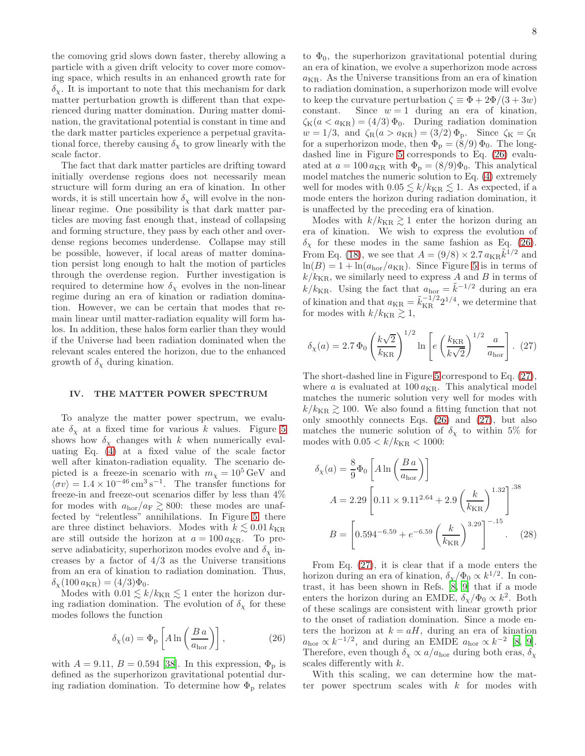the comoving grid slows down faster, thereby allowing a particle with a given drift velocity to cover more comoving space, which results in an enhanced growth rate for $\delta_\chi$. It is important to note that this mechanism for dark matter perturbation growth is different than that experienced during matter domination. During matter domination, the gravitational potential is constant in time and the dark matter particles experience a perpetual gravitational force, thereby causing $\delta_\chi$ to grow linearly with the scale factor.

The fact that dark matter particles are drifting toward initially overdense regions does not necessarily mean structure will form during an era of kination. In other words, it is still uncertain how $\delta_\chi$ will evolve in the nonlinear regime. One possibility is that dark matter particles are moving fast enough that, instead of collapsing and forming structure, they pass by each other and overdense regions becomes underdense. Collapse may still be possible, however, if local areas of matter domination persist long enough to halt the motion of particles through the overdense region. Further investigation is required to determine how $\delta_\chi$ evolves in the non-linear regime during an era of kination or radiation domination. However, we can be certain that modes that remain linear until matter-radiation equality will form halos. In addition, these halos form earlier than they would if the Universe had been radiation dominated when the relevant scales entered the horizon, due to the enhanced growth of $\delta_\chi$ during kination.

## IV. THE MATTER POWER SPECTRUM

To analyze the matter power spectrum, we evaluate $\delta_\chi$ at a fixed time for various $k$ values. Figure 5 shows how $\delta_\chi$ changes with $k$ when numerically evaluating Eq. (4) at a fixed value of the scale factor well after kinaton-radiation equality. The scenario depicted is a freeze-in scenario with $m_\chi = 10^5\,\mathrm{GeV}$ and $\langle \sigma v\rangle = 1.4\times 10^{-46}\,\mathrm{cm^3\,s^{-1}}$. The transfer functions for freeze-in and freeze-out scenarios differ by less than 4% for modes with $a_{\rm hor}/a_{\rm F} \gtrsim 800$: these modes are unaffected by "relentless" annihilations. In Figure 5, there are three distinct behaviors. Modes with $k \lesssim 0.01\,k_{\rm KR}$ are still outside the horizon at $a = 100\,a_{\rm KR}$. To preserve adiabaticity, superhorizon modes evolve and $\delta_\chi$ increases by a factor of 4/3 as the Universe transitions from an era of kination to radiation domination. Thus, $\delta_\chi(100\,a_{\rm KR}) = (4/3)\Phi_0$.

Modes with $0.01 \lesssim k/k_{\rm KR} \lesssim 1$ enter the horizon during radiation domination. The evolution of $\delta_\chi$ for these modes follows the function

$$\delta_\chi(a) = \Phi_{\rm p}\left[A\ln\left(\frac{B\,a}{a_{\rm hor}}\right)\right], \tag{26}$$

with $A = 9.11$, $B = 0.594$ [38]. In this expression, $\Phi_{\rm p}$ is defined as the superhorizon gravitational potential during radiation domination. To determine how $\Phi_{\rm p}$ relates to $\Phi_0$, the superhorizon gravitational potential during an era of kination, we evolve a superhorizon mode across $a_{\rm KR}$. As the Universe transitions from an era of kination to radiation domination, a superhorizon mode will evolve to keep the curvature perturbation $\zeta \equiv \Phi + 2\Phi/(3+3w)$ constant. Since $w = 1$ during an era of kination, $\zeta_{\rm K}(a < a_{\rm KR}) = (4/3)\,\Phi_0$. During radiation domination $w = 1/3$, and $\zeta_{\rm R}(a > a_{\rm KR}) = (3/2)\,\Phi_{\rm p}$. Since $\zeta_{\rm K} = \zeta_{\rm R}$ for a superhorizon mode, then $\Phi_{\rm p} = (8/9)\,\Phi_0$. The long-dashed line in Figure 5 corresponds to Eq. (26) evaluated at $a = 100\,a_{\rm KR}$ with $\Phi_{\rm p} = (8/9)\Phi_0$. This analytical model matches the numeric solution to Eq. (4) extremely well for modes with $0.05 \lesssim k/k_{\rm KR} \lesssim 1$. As expected, if a mode enters the horizon during radiation domination, it is unaffected by the preceding era of kination.

Modes with $k/k_{\rm KR} \gtrsim 1$ enter the horizon during an era of kination. We wish to express the evolution of $\delta_\chi$ for these modes in the same fashion as Eq. (26). From Eq. (18), we see that $A = (9/8)\times 2.7\,a_{\rm KR}\tilde{k}^{1/2}$ and $\ln(B) = 1 + \ln(a_{\rm hor}/a_{\rm KR})$. Since Figure 5 is in terms of $k/k_{\rm KR}$, we similarly need to express $A$ and $B$ in terms of $k/k_{\rm KR}$. Using the fact that $a_{\rm hor} = \tilde{k}^{-1/2}$ during an era of kination and that $a_{\rm KR} = \tilde{k}_{\rm KR}^{-1/2}2^{1/4}$, we determine that for modes with $k/k_{\rm KR} \gtrsim 1$,

$$\delta_\chi(a) = 2.7\,\Phi_0\left(\frac{k\sqrt{2}}{k_{\rm KR}}\right)^{1/2}\ln\left[e\left(\frac{k_{\rm KR}}{k\sqrt{2}}\right)^{1/2}\frac{a}{a_{\rm hor}}\right]. \tag{27}$$

The short-dashed line in Figure 5 correspond to Eq. (27), where $a$ is evaluated at $100\,a_{\rm KR}$. This analytical model matches the numeric solution very well for modes with $k/k_{\rm KR} \gtrsim 100$. We also found a fitting function that not only smoothly connects Eqs. (26) and (27), but also matches the numeric solution of $\delta_\chi$ to within 5% for modes with $0.05 < k/k_{\rm KR} < 1000$:

$$\begin{aligned}
\delta_\chi(a) &= \frac{8}{9}\Phi_0\left[A\ln\left(\frac{B\,a}{a_{\rm hor}}\right)\right]\\
A &= 2.29\left[0.11\times 9.11^{2.64} + 2.9\left(\frac{k}{k_{\rm KR}}\right)^{1.32}\right]^{.38}\\
B &= \left[0.594^{-6.59} + e^{-6.59}\left(\frac{k}{k_{\rm KR}}\right)^{3.29}\right]^{-.15}.
\end{aligned} \tag{28}$$

From Eq. (27), it is clear that if a mode enters the horizon during an era of kination, $\delta_\chi/\Phi_0 \propto k^{1/2}$. In contrast, it has been shown in Refs. [8, 9] that if a mode enters the horizon during an EMDE, $\delta_\chi/\Phi_0 \propto k^2$. Both of these scalings are consistent with linear growth prior to the onset of radiation domination. Since a mode enters the horizon at $k = aH$, during an era of kination $a_{\rm hor} \propto k^{-1/2}$, and during an EMDE $a_{\rm hor} \propto k^{-2}$ [8, 9]. Therefore, even though $\delta_\chi \propto a/a_{\rm hor}$ during both eras, $\delta_\chi$ scales differently with $k$.

With this scaling, we can determine how the matter power spectrum scales with $k$ for modes with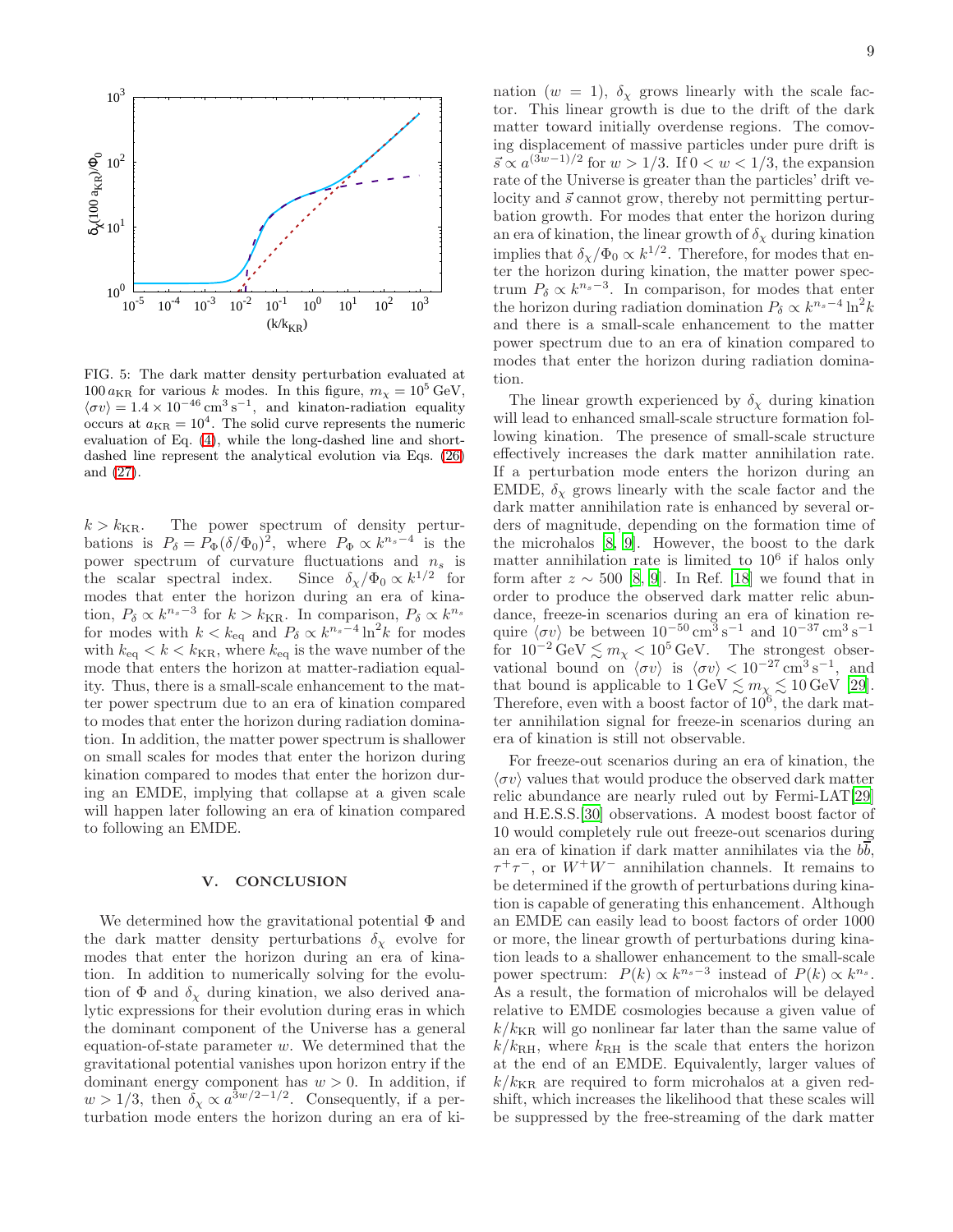FIG. 5: The dark matter density perturbation evaluated at $100\,a_{\rm KR}$ for various $k$ modes. In this figure, $m_\chi = 10^5\,{\rm GeV}$, $\langle\sigma v\rangle = 1.4\times10^{-46}\,{\rm cm^3\,s^{-1}}$, and kinaton-radiation equality occurs at $a_{\rm KR} = 10^4$. The solid curve represents the numeric evaluation of Eq. (4), while the long-dashed line and short-dashed line represent the analytical evolution via Eqs. (26) and (27).

$k > k_{\rm KR}$. The power spectrum of density perturbations is $P_\delta = P_\Phi(\delta/\Phi_0)^2$, where $P_\Phi \propto k^{n_s-4}$ is the power spectrum of curvature fluctuations and $n_s$ is the scalar spectral index. Since $\delta_\chi/\Phi_0 \propto k^{1/2}$ for modes that enter the horizon during an era of kination, $P_\delta \propto k^{n_s-3}$ for $k > k_{\rm KR}$. In comparison, $P_\delta \propto k^{n_s}$ for modes with $k < k_{\rm eq}$ and $P_\delta \propto k^{n_s-4}\ln^2 k$ for modes with $k_{\rm eq} < k < k_{\rm KR}$, where $k_{\rm eq}$ is the wave number of the mode that enters the horizon at matter-radiation equality. Thus, there is a small-scale enhancement to the matter power spectrum due to an era of kination compared to modes that enter the horizon during radiation domination. In addition, the matter power spectrum is shallower on small scales for modes that enter the horizon during kination compared to modes that enter the horizon during an EMDE, implying that collapse at a given scale will happen later following an era of kination compared to following an EMDE.

## V. CONCLUSION

We determined how the gravitational potential $\Phi$ and the dark matter density perturbations $\delta_\chi$ evolve for modes that enter the horizon during an era of kination. In addition to numerically solving for the evolution of $\Phi$ and $\delta_\chi$ during kination, we also derived analytic expressions for their evolution during eras in which the dominant component of the Universe has a general equation-of-state parameter $w$. We determined that the gravitational potential vanishes upon horizon entry if the dominant energy component has $w > 0$. In addition, if $w > 1/3$, then $\delta_\chi \propto a^{3w/2-1/2}$. Consequently, if a perturbation mode enters the horizon during an era of kination ($w = 1$), $\delta_\chi$ grows linearly with the scale factor. This linear growth is due to the drift of the dark matter toward initially overdense regions. The comoving displacement of massive particles under pure drift is $\vec{s} \propto a^{(3w-1)/2}$ for $w > 1/3$. If $0 < w < 1/3$, the expansion rate of the Universe is greater than the particles' drift velocity and $\vec{s}$ cannot grow, thereby not permitting perturbation growth. For modes that enter the horizon during an era of kination, the linear growth of $\delta_\chi$ during kination implies that $\delta_\chi/\Phi_0 \propto k^{1/2}$. Therefore, for modes that enter the horizon during kination, the matter power spectrum $P_\delta \propto k^{n_s-3}$. In comparison, for modes that enter the horizon during radiation domination $P_\delta \propto k^{n_s-4}\ln^2 k$ and there is a small-scale enhancement to the matter power spectrum due to an era of kination compared to modes that enter the horizon during radiation domination.

The linear growth experienced by $\delta_\chi$ during kination will lead to enhanced small-scale structure formation following kination. The presence of small-scale structure effectively increases the dark matter annihilation rate. If a perturbation mode enters the horizon during an EMDE, $\delta_\chi$ grows linearly with the scale factor and the dark matter annihilation rate is enhanced by several orders of magnitude, depending on the formation time of the microhalos [8, 9]. However, the boost to the dark matter annihilation rate is limited to $10^6$ if halos only form after $z \sim 500$ [8, 9]. In Ref. [18] we found that in order to produce the observed dark matter relic abundance, freeze-in scenarios during an era of kination require $\langle\sigma v\rangle$ be between $10^{-50}\,{\rm cm^3\,s^{-1}}$ and $10^{-37}\,{\rm cm^3\,s^{-1}}$ for $10^{-2}\,{\rm GeV} \lesssim m_\chi < 10^5\,{\rm GeV}$. The strongest observational bound on $\langle\sigma v\rangle$ is $\langle\sigma v\rangle < 10^{-27}\,{\rm cm^3\,s^{-1}}$, and that bound is applicable to $1\,{\rm GeV} \lesssim m_\chi \lesssim 10\,{\rm GeV}$ [29]. Therefore, even with a boost factor of $10^6$, the dark matter annihilation signal for freeze-in scenarios during an era of kination is still not observable.

For freeze-out scenarios during an era of kination, the $\langle\sigma v\rangle$ values that would produce the observed dark matter relic abundance are nearly ruled out by Fermi-LAT[29] and H.E.S.S.[30] observations. A modest boost factor of 10 would completely rule out freeze-out scenarios during an era of kination if dark matter annihilates via the $b\bar{b}$, $\tau^+\tau^-$, or $W^+W^-$ annihilation channels. It remains to be determined if the growth of perturbations during kination is capable of generating this enhancement. Although an EMDE can easily lead to boost factors of order 1000 or more, the linear growth of perturbations during kination leads to a shallower enhancement to the small-scale power spectrum: $P(k) \propto k^{n_s-3}$ instead of $P(k) \propto k^{n_s}$. As a result, the formation of microhalos will be delayed relative to EMDE cosmologies because a given value of $k/k_{\rm KR}$ will go nonlinear far later than the same value of $k/k_{\rm RH}$, where $k_{\rm RH}$ is the scale that enters the horizon at the end of an EMDE. Equivalently, larger values of $k/k_{\rm KR}$ are required to form microhalos at a given redshift, which increases the likelihood that these scales will be suppressed by the free-streaming of the dark matter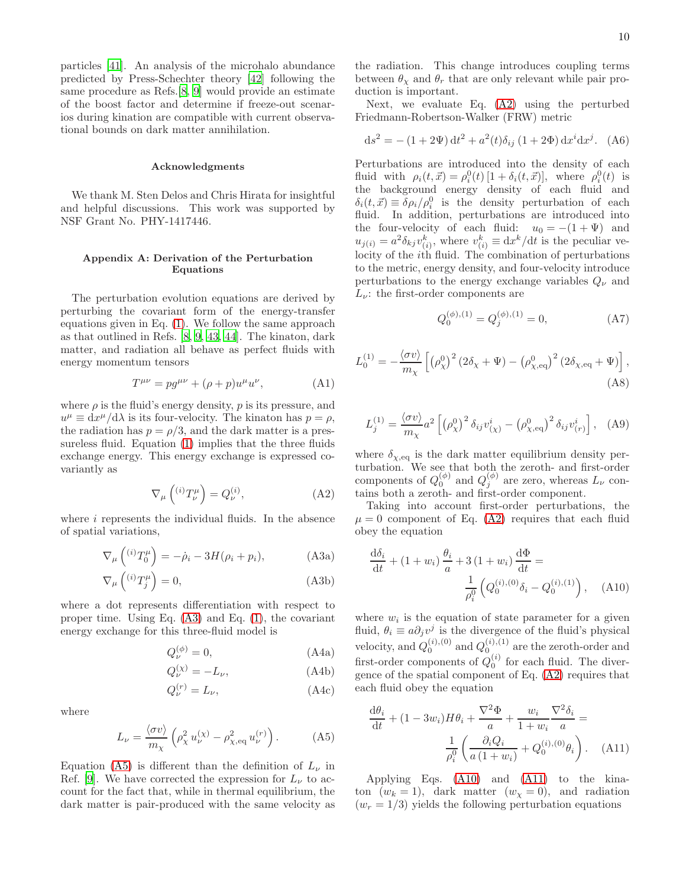particles [41]. An analysis of the microhalo abundance predicted by Press-Schechter theory [42] following the same procedure as Refs.[8, 9] would provide an estimate of the boost factor and determine if freeze-out scenarios during kination are compatible with current observational bounds on dark matter annihilation.

### Acknowledgments

We thank M. Sten Delos and Chris Hirata for insightful and helpful discussions. This work was supported by NSF Grant No. PHY-1417446.

### Appendix A: Derivation of the Perturbation Equations

The perturbation evolution equations are derived by perturbing the covariant form of the energy-transfer equations given in Eq. (1). We follow the same approach as that outlined in Refs. [8, 9, 43, 44]. The kinaton, dark matter, and radiation all behave as perfect fluids with energy momentum tensors

$$T^{\mu\nu} = pg^{\mu\nu} + (\rho + p)u^{\mu}u^{\nu}, \tag{A1}$$

where $\rho$ is the fluid's energy density, $p$ is its pressure, and $u^{\mu} \equiv \mathrm{d}x^{\mu}/\mathrm{d}\lambda$ is its four-velocity. The kinaton has $p = \rho$, the radiation has $p = \rho/3$, and the dark matter is a pressureless fluid. Equation (1) implies that the three fluids exchange energy. This energy exchange is expressed covariantly as

$$\nabla_{\mu}\left({}^{(i)}T^{\mu}_{\nu}\right) = Q^{(i)}_{\nu}, \tag{A2}$$

where $i$ represents the individual fluids. In the absence of spatial variations,

$$\nabla_{\mu}\left({}^{(i)}T^{\mu}_{0}\right) = -\dot{\rho}_i - 3H(\rho_i + p_i), \tag{A3a}$$

$$\nabla_{\mu}\left({}^{(i)}T^{\mu}_{j}\right) = 0, \tag{A3b}$$

where a dot represents differentiation with respect to proper time. Using Eq. (A3) and Eq. (1), the covariant energy exchange for this three-fluid model is

$$Q^{(\phi)}_{\nu} = 0, \tag{A4a}$$

$$Q^{(\chi)}_{\nu} = -L_{\nu}, \tag{A4b}$$

$$Q^{(r)}_{\nu} = L_{\nu}, \tag{A4c}$$

where

$$L_{\nu} = \frac{\langle\sigma v\rangle}{m_{\chi}}\left(\rho_{\chi}^2\, u^{(\chi)}_{\nu} - \rho_{\chi,\mathrm{eq}}^2\, u^{(r)}_{\nu}\right). \tag{A5}$$

Equation (A5) is different than the definition of $L_{\nu}$ in Ref. [9]. We have corrected the expression for $L_{\nu}$ to account for the fact that, while in thermal equilibrium, the dark matter is pair-produced with the same velocity as the radiation. This change introduces coupling terms between $\theta_{\chi}$ and $\theta_r$ that are only relevant while pair production is important.

Next, we evaluate Eq. (A2) using the perturbed Friedmann-Robertson-Walker (FRW) metric

$$\mathrm{d}s^2 = -(1 + 2\Psi)\,\mathrm{d}t^2 + a^2(t)\delta_{ij}\,(1 + 2\Phi)\,\mathrm{d}x^i\mathrm{d}x^j. \tag{A6}$$

Perturbations are introduced into the density of each fluid with $\rho_i(t, \vec{x}) = \rho_i^0(t)\left[1 + \delta_i(t, \vec{x})\right]$, where $\rho_i^0(t)$ is the background energy density of each fluid and $\delta_i(t, \vec{x}) \equiv \delta\rho_i/\rho_i^0$ is the density perturbation of each fluid. In addition, perturbations are introduced into the four-velocity of each fluid: $u_0 = -(1 + \Psi)$ and $u_{j(i)} = a^2\delta_{kj}v^k_{(i)}$, where $v^k_{(i)} \equiv \mathrm{d}x^k/\mathrm{d}t$ is the peculiar velocity of the $i$th fluid. The combination of perturbations to the metric, energy density, and four-velocity introduce perturbations to the energy exchange variables $Q_{\nu}$ and $L_{\nu}$: the first-order components are

$$Q^{(\phi),(1)}_{0} = Q^{(\phi),(1)}_{j} = 0, \tag{A7}$$

$$L^{(1)}_{0} = -\frac{\langle\sigma v\rangle}{m_{\chi}}\left[\left(\rho^0_{\chi}\right)^2(2\delta_{\chi} + \Psi) - \left(\rho^0_{\chi,\mathrm{eq}}\right)^2(2\delta_{\chi,\mathrm{eq}} + \Psi)\right], \tag{A8}$$

$$L^{(1)}_{j} = \frac{\langle\sigma v\rangle}{m_{\chi}}a^2\left[\left(\rho^0_{\chi}\right)^2\delta_{ij}v^i_{(\chi)} - \left(\rho^0_{\chi,\mathrm{eq}}\right)^2\delta_{ij}v^i_{(r)}\right], \tag{A9}$$

where $\delta_{\chi,\mathrm{eq}}$ is the dark matter equilibrium density perturbation. We see that both the zeroth- and first-order components of $Q^{(\phi)}_0$ and $Q^{(\phi)}_j$ are zero, whereas $L_{\nu}$ contains both a zeroth- and first-order component.

Taking into account first-order perturbations, the $\mu = 0$ component of Eq. (A2) requires that each fluid obey the equation

$$\frac{\mathrm{d}\delta_i}{\mathrm{d}t} + (1 + w_i)\frac{\theta_i}{a} + 3(1 + w_i)\frac{\mathrm{d}\Phi}{\mathrm{d}t} = \frac{1}{\rho_i^0}\left(Q^{(i),(0)}_0\delta_i - Q^{(i),(1)}_0\right), \tag{A10}$$

where $w_i$ is the equation of state parameter for a given fluid, $\theta_i \equiv a\partial_j v^j$ is the divergence of the fluid's physical velocity, and $Q^{(i),(0)}_0$ and $Q^{(i),(1)}_0$ are the zeroth-order and first-order components of $Q^{(i)}_0$ for each fluid. The divergence of the spatial component of Eq. (A2) requires that each fluid obey the equation

$$\frac{\mathrm{d}\theta_i}{\mathrm{d}t} + (1 - 3w_i)H\theta_i + \frac{\nabla^2\Phi}{a} + \frac{w_i}{1 + w_i}\frac{\nabla^2\delta_i}{a} = \frac{1}{\rho_i^0}\left(\frac{\partial_i Q_i}{a(1 + w_i)} + Q^{(i),(0)}_0\theta_i\right). \tag{A11}$$

Applying Eqs. (A10) and (A11) to the kinaton ($w_k = 1$), dark matter ($w_{\chi} = 0$), and radiation ($w_r = 1/3$) yields the following perturbation equations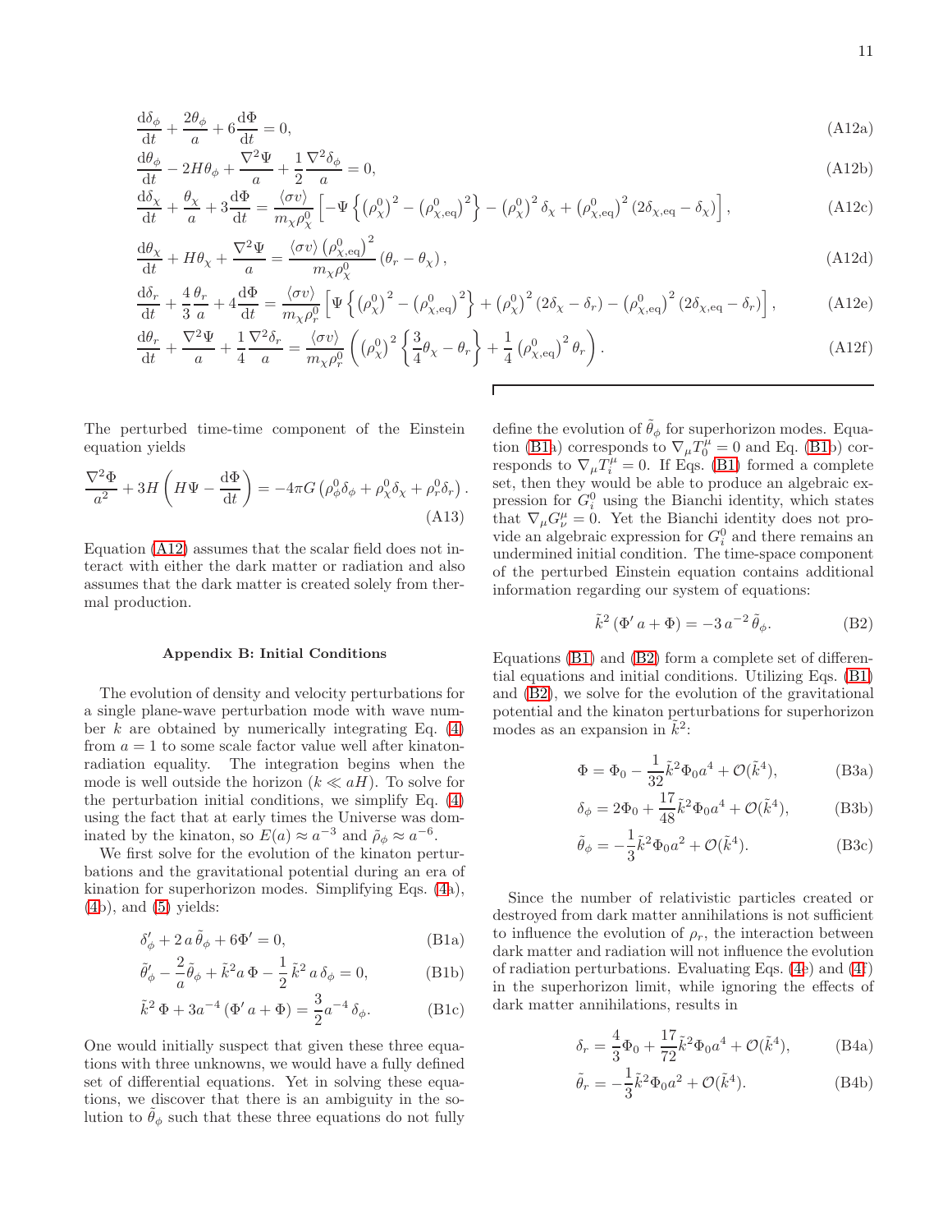$$\frac{\mathrm{d}\delta_\phi}{\mathrm{d}t} + \frac{2\theta_\phi}{a} + 6\frac{\mathrm{d}\Phi}{\mathrm{d}t} = 0, \tag{A12a}$$

$$\frac{\mathrm{d}\theta_\phi}{\mathrm{d}t} - 2H\theta_\phi + \frac{\nabla^2\Psi}{a} + \frac{1}{2}\frac{\nabla^2\delta_\phi}{a} = 0, \tag{A12b}$$

$$\frac{\mathrm{d}\delta_\chi}{\mathrm{d}t} + \frac{\theta_\chi}{a} + 3\frac{\mathrm{d}\Phi}{\mathrm{d}t} = \frac{\langle\sigma v\rangle}{m_\chi\rho_\chi^0}\left[-\Psi\left\{\left(\rho_\chi^0\right)^2 - \left(\rho_{\chi,\mathrm{eq}}^0\right)^2\right\} - \left(\rho_\chi^0\right)^2\delta_\chi + \left(\rho_{\chi,\mathrm{eq}}^0\right)^2\left(2\delta_{\chi,\mathrm{eq}} - \delta_\chi\right)\right], \tag{A12c}$$

$$\frac{\mathrm{d}\theta_\chi}{\mathrm{d}t} + H\theta_\chi + \frac{\nabla^2\Psi}{a} = \frac{\langle\sigma v\rangle\left(\rho_{\chi,\mathrm{eq}}^0\right)^2}{m_\chi\rho_\chi^0}\left(\theta_r - \theta_\chi\right), \tag{A12d}$$

$$\frac{\mathrm{d}\delta_r}{\mathrm{d}t} + \frac{4}{3}\frac{\theta_r}{a} + 4\frac{\mathrm{d}\Phi}{\mathrm{d}t} = \frac{\langle\sigma v\rangle}{m_\chi\rho_r^0}\left[\Psi\left\{\left(\rho_\chi^0\right)^2 - \left(\rho_{\chi,\mathrm{eq}}^0\right)^2\right\} + \left(\rho_\chi^0\right)^2\left(2\delta_\chi - \delta_r\right) - \left(\rho_{\chi,\mathrm{eq}}^0\right)^2\left(2\delta_{\chi,\mathrm{eq}} - \delta_r\right)\right], \tag{A12e}$$

$$\frac{\mathrm{d}\theta_r}{\mathrm{d}t} + \frac{\nabla^2\Psi}{a} + \frac{1}{4}\frac{\nabla^2\delta_r}{a} = \frac{\langle\sigma v\rangle}{m_\chi\rho_r^0}\left(\left(\rho_\chi^0\right)^2\left\{\frac{3}{4}\theta_\chi - \theta_r\right\} + \frac{1}{4}\left(\rho_{\chi,\mathrm{eq}}^0\right)^2\theta_r\right). \tag{A12f}$$

The perturbed time-time component of the Einstein equation yields

$$\frac{\nabla^2\Phi}{a^2} + 3H\left(H\Psi - \frac{\mathrm{d}\Phi}{\mathrm{d}t}\right) = -4\pi G\left(\rho_\phi^0\delta_\phi + \rho_\chi^0\delta_\chi + \rho_r^0\delta_r\right). \tag{A13}$$

Equation (A12) assumes that the scalar field does not interact with either the dark matter or radiation and also assumes that the dark matter is created solely from thermal production.

### Appendix B: Initial Conditions

The evolution of density and velocity perturbations for a single plane-wave perturbation mode with wave number $k$ are obtained by numerically integrating Eq. (4) from $a = 1$ to some scale factor value well after kination-radiation equality. The integration begins when the mode is well outside the horizon ($k \ll aH$). To solve for the perturbation initial conditions, we simplify Eq. (4) using the fact that at early times the Universe was dominated by the kination, so $E(a) \approx a^{-3}$ and $\tilde{\rho}_\phi \approx a^{-6}$.

We first solve for the evolution of the kinaton perturbations and the gravitational potential during an era of kination for superhorizon modes. Simplifying Eqs. (4a), (4b), and (5) yields:

$$\delta_\phi' + 2\,a\,\tilde{\theta}_\phi + 6\Phi' = 0, \tag{B1a}$$

$$\tilde{\theta}_\phi' - \frac{2}{a}\tilde{\theta}_\phi + \tilde{k}^2 a\,\Phi - \frac{1}{2}\,\tilde{k}^2\,a\,\delta_\phi = 0, \tag{B1b}$$

$$\tilde{k}^2\,\Phi + 3a^{-4}\left(\Phi'\,a + \Phi\right) = \frac{3}{2}a^{-4}\,\delta_\phi. \tag{B1c}$$

One would initially suspect that given these three equations with three unknowns, we would have a fully defined set of differential equations. Yet in solving these equations, we discover that there is an ambiguity in the solution to $\tilde{\theta}_\phi$ such that these three equations do not fully define the evolution of $\tilde{\theta}_\phi$ for superhorizon modes. Equation (B1a) corresponds to $\nabla_\mu T_0^\mu = 0$ and Eq. (B1b) corresponds to $\nabla_\mu T_i^\mu = 0$. If Eqs. (B1) formed a complete set, then they would be able to produce an algebraic expression for $G_i^0$ using the Bianchi identity, which states that $\nabla_\mu G_\nu^\mu = 0$. Yet the Bianchi identity does not provide an algebraic expression for $G_i^0$ and there remains an undermined initial condition. The time-space component of the perturbed Einstein equation contains additional information regarding our system of equations:

$$\tilde{k}^2\left(\Phi'\,a + \Phi\right) = -3\,a^{-2}\,\tilde{\theta}_\phi. \tag{B2}$$

Equations (B1) and (B2) form a complete set of differential equations and initial conditions. Utilizing Eqs. (B1) and (B2), we solve for the evolution of the gravitational potential and the kinaton perturbations for superhorizon modes as an expansion in $\tilde{k}^2$:

$$\Phi = \Phi_0 - \frac{1}{32}\tilde{k}^2\Phi_0 a^4 + \mathcal{O}(\tilde{k}^4), \tag{B3a}$$

$$\delta_\phi = 2\Phi_0 + \frac{17}{48}\tilde{k}^2\Phi_0 a^4 + \mathcal{O}(\tilde{k}^4), \tag{B3b}$$

$$\tilde{\theta}_\phi = -\frac{1}{3}\tilde{k}^2\Phi_0 a^2 + \mathcal{O}(\tilde{k}^4). \tag{B3c}$$

Since the number of relativistic particles created or destroyed from dark matter annihilations is not sufficient to influence the evolution of $\rho_r$, the interaction between dark matter and radiation will not influence the evolution of radiation perturbations. Evaluating Eqs. (4e) and (4f) in the superhorizon limit, while ignoring the effects of dark matter annihilations, results in

$$\delta_r = \frac{4}{3}\Phi_0 + \frac{17}{72}\tilde{k}^2\Phi_0 a^4 + \mathcal{O}(\tilde{k}^4), \tag{B4a}$$

$$\tilde{\theta}_r = -\frac{1}{3}\tilde{k}^2\Phi_0 a^2 + \mathcal{O}(\tilde{k}^4). \tag{B4b}$$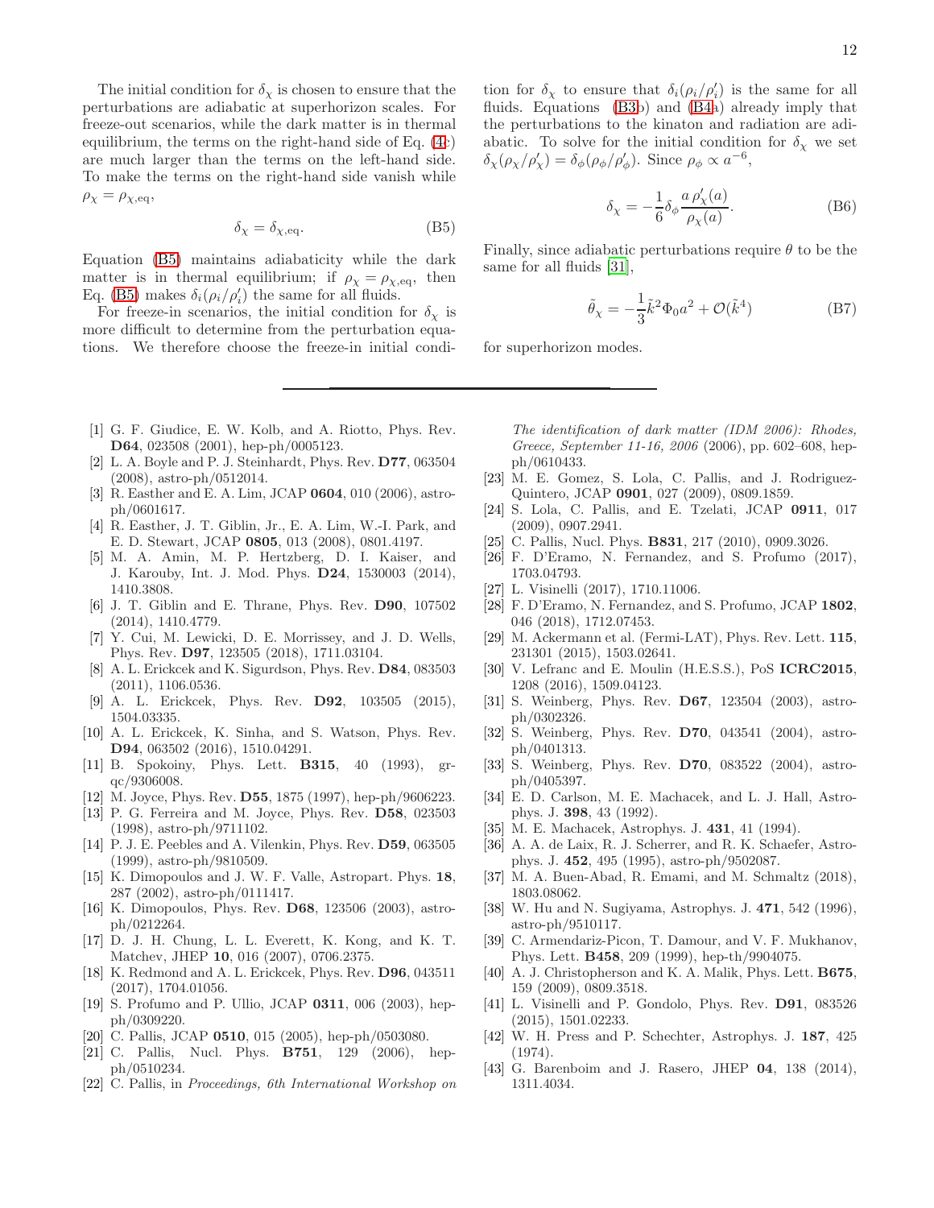The initial condition for $\delta_\chi$ is chosen to ensure that the perturbations are adiabatic at superhorizon scales. For freeze-out scenarios, while the dark matter is in thermal equilibrium, the terms on the right-hand side of Eq. (4c) are much larger than the terms on the left-hand side. To make the terms on the right-hand side vanish while $\rho_\chi = \rho_{\chi,\mathrm{eq}}$,

$$\delta_\chi = \delta_{\chi,\mathrm{eq}}. \tag{B5}$$

Equation (B5) maintains adiabaticity while the dark matter is in thermal equilibrium; if $\rho_\chi = \rho_{\chi,\mathrm{eq}}$, then Eq. (B5) makes $\delta_i(\rho_i/\rho_i')$ the same for all fluids.

For freeze-in scenarios, the initial condition for $\delta_\chi$ is more difficult to determine from the perturbation equations. We therefore choose the freeze-in initial condition for $\delta_\chi$ to ensure that $\delta_i(\rho_i/\rho_i')$ is the same for all fluids. Equations (B3b) and (B4a) already imply that the perturbations to the kinaton and radiation are adiabatic. To solve for the initial condition for $\delta_\chi$ we set $\delta_\chi(\rho_\chi/\rho_\chi') = \delta_\phi(\rho_\phi/\rho_\phi')$. Since $\rho_\phi \propto a^{-6}$,

$$\delta_\chi = -\frac{1}{6}\delta_\phi \frac{a\,\rho_\chi'(a)}{\rho_\chi(a)}. \tag{B6}$$

Finally, since adiabatic perturbations require $\theta$ to be the same for all fluids [31],

$$\tilde{\theta}_\chi = -\frac{1}{3}\tilde{k}^2\Phi_0 a^2 + \mathcal{O}(\tilde{k}^4) \tag{B7}$$

for superhorizon modes.

---

- [1] G. F. Giudice, E. W. Kolb, and A. Riotto, Phys. Rev. **D64**, 023508 (2001), hep-ph/0005123.
- [2] L. A. Boyle and P. J. Steinhardt, Phys. Rev. **D77**, 063504 (2008), astro-ph/0512014.
- [3] R. Easther and E. A. Lim, JCAP **0604**, 010 (2006), astro-ph/0601617.
- [4] R. Easther, J. T. Giblin, Jr., E. A. Lim, W.-I. Park, and E. D. Stewart, JCAP **0805**, 013 (2008), 0801.4197.
- [5] M. A. Amin, M. P. Hertzberg, D. I. Kaiser, and J. Karouby, Int. J. Mod. Phys. **D24**, 1530003 (2014), 1410.3808.
- [6] J. T. Giblin and E. Thrane, Phys. Rev. **D90**, 107502 (2014), 1410.4779.
- [7] Y. Cui, M. Lewicki, D. E. Morrissey, and J. D. Wells, Phys. Rev. **D97**, 123505 (2018), 1711.03104.
- [8] A. L. Erickcek and K. Sigurdson, Phys. Rev. **D84**, 083503 (2011), 1106.0536.
- [9] A. L. Erickcek, Phys. Rev. **D92**, 103505 (2015), 1504.03335.
- [10] A. L. Erickcek, K. Sinha, and S. Watson, Phys. Rev. **D94**, 063502 (2016), 1510.04291.
- [11] B. Spokoiny, Phys. Lett. **B315**, 40 (1993), gr-qc/9306008.
- [12] M. Joyce, Phys. Rev. **D55**, 1875 (1997), hep-ph/9606223.
- [13] P. G. Ferreira and M. Joyce, Phys. Rev. **D58**, 023503 (1998), astro-ph/9711102.
- [14] P. J. E. Peebles and A. Vilenkin, Phys. Rev. **D59**, 063505 (1999), astro-ph/9810509.
- [15] K. Dimopoulos and J. W. F. Valle, Astropart. Phys. **18**, 287 (2002), astro-ph/0111417.
- [16] K. Dimopoulos, Phys. Rev. **D68**, 123506 (2003), astro-ph/0212264.
- [17] D. J. H. Chung, L. L. Everett, K. Kong, and K. T. Matchev, JHEP **10**, 016 (2007), 0706.2375.
- [18] K. Redmond and A. L. Erickcek, Phys. Rev. **D96**, 043511 (2017), 1704.01056.
- [19] S. Profumo and P. Ullio, JCAP **0311**, 006 (2003), hep-ph/0309220.
- [20] C. Pallis, JCAP **0510**, 015 (2005), hep-ph/0503080.
- [21] C. Pallis, Nucl. Phys. **B751**, 129 (2006), hep-ph/0510234.
- [22] C. Pallis, in *Proceedings, 6th International Workshop on The identification of dark matter (IDM 2006): Rhodes, Greece, September 11-16, 2006* (2006), pp. 602–608, hep-ph/0610433.
- [23] M. E. Gomez, S. Lola, C. Pallis, and J. Rodriguez-Quintero, JCAP **0901**, 027 (2009), 0809.1859.
- [24] S. Lola, C. Pallis, and E. Tzelati, JCAP **0911**, 017 (2009), 0907.2941.
- [25] C. Pallis, Nucl. Phys. **B831**, 217 (2010), 0909.3026.
- [26] F. D'Eramo, N. Fernandez, and S. Profumo (2017), 1703.04793.
- [27] L. Visinelli (2017), 1710.11006.
- [28] F. D'Eramo, N. Fernandez, and S. Profumo, JCAP **1802**, 046 (2018), 1712.07453.
- [29] M. Ackermann et al. (Fermi-LAT), Phys. Rev. Lett. **115**, 231301 (2015), 1503.02641.
- [30] V. Lefranc and E. Moulin (H.E.S.S.), PoS **ICRC2015**, 1208 (2016), 1509.04123.
- [31] S. Weinberg, Phys. Rev. **D67**, 123504 (2003), astro-ph/0302326.
- [32] S. Weinberg, Phys. Rev. **D70**, 043541 (2004), astro-ph/0401313.
- [33] S. Weinberg, Phys. Rev. **D70**, 083522 (2004), astro-ph/0405397.
- [34] E. D. Carlson, M. E. Machacek, and L. J. Hall, Astrophys. J. **398**, 43 (1992).
- [35] M. E. Machacek, Astrophys. J. **431**, 41 (1994).
- [36] A. A. de Laix, R. J. Scherrer, and R. K. Schaefer, Astrophys. J. **452**, 495 (1995), astro-ph/9502087.
- [37] M. A. Buen-Abad, R. Emami, and M. Schmaltz (2018), 1803.08062.
- [38] W. Hu and N. Sugiyama, Astrophys. J. **471**, 542 (1996), astro-ph/9510117.
- [39] C. Armendariz-Picon, T. Damour, and V. F. Mukhanov, Phys. Lett. **B458**, 209 (1999), hep-th/9904075.
- [40] A. J. Christopherson and K. A. Malik, Phys. Lett. **B675**, 159 (2009), 0809.3518.
- [41] L. Visinelli and P. Gondolo, Phys. Rev. **D91**, 083526 (2015), 1501.02233.
- [42] W. H. Press and P. Schechter, Astrophys. J. **187**, 425 (1974).
- [43] G. Barenboim and J. Rasero, JHEP **04**, 138 (2014), 1311.4034.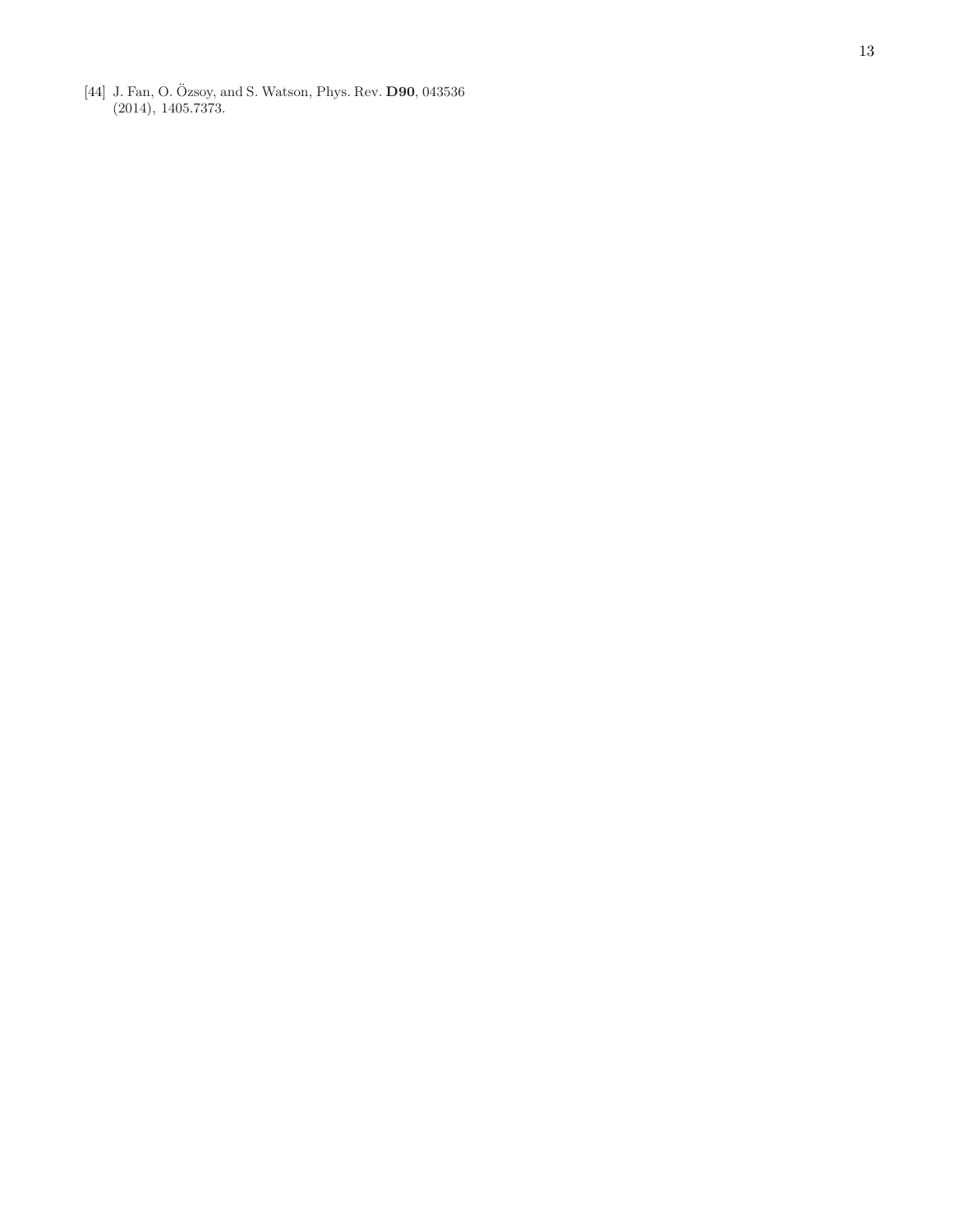[44] J. Fan, O. Özsoy, and S. Watson, Phys. Rev. **D90**, 043536 (2014), 1405.7373.